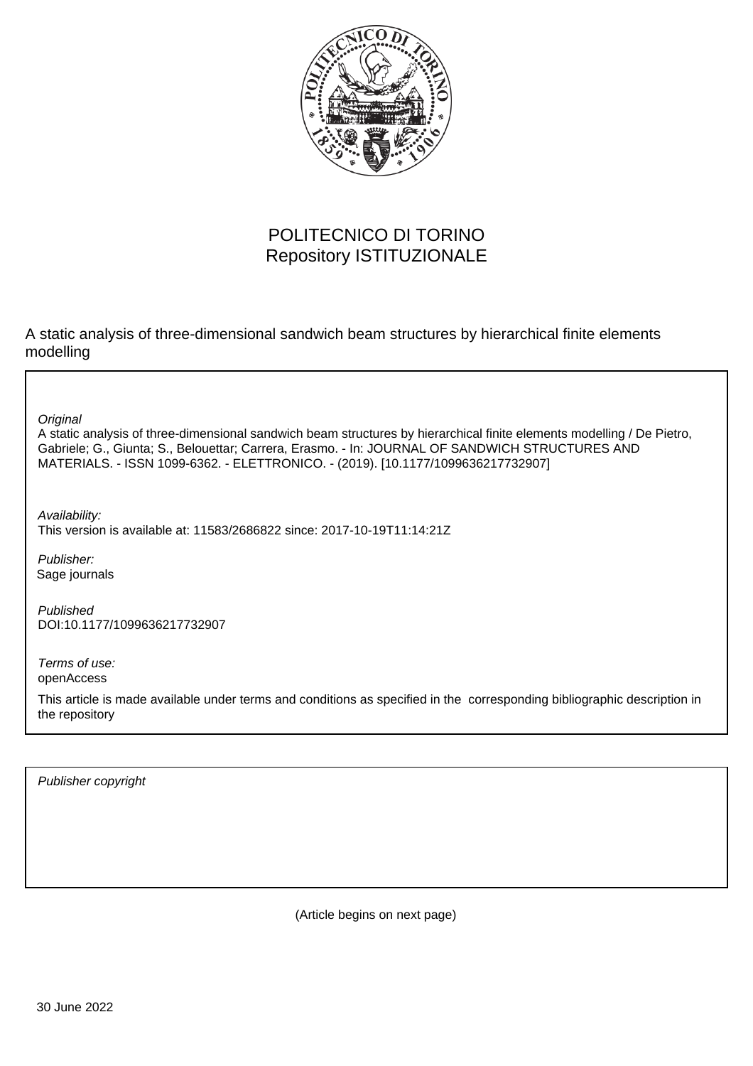POLITECNICO DI TORINO
Repository ISTITUZIONALE

A static analysis of three-dimensional sandwich beam structures by hierarchical finite elements modelling

*Original*
A static analysis of three-dimensional sandwich beam structures by hierarchical finite elements modelling / De Pietro, Gabriele; G., Giunta; S., Belouettar; Carrera, Erasmo. - In: JOURNAL OF SANDWICH STRUCTURES AND MATERIALS. - ISSN 1099-6362. - ELETTRONICO. - (2019). [10.1177/1099636217732907]

*Availability:*
This version is available at: 11583/2686822 since: 2017-10-19T11:14:21Z

*Publisher:*
Sage journals

*Published*
DOI:10.1177/1099636217732907

*Terms of use:*
openAccess

This article is made available under terms and conditions as specified in the corresponding bibliographic description in the repository

*Publisher copyright*

(Article begins on next page)

30 June 2022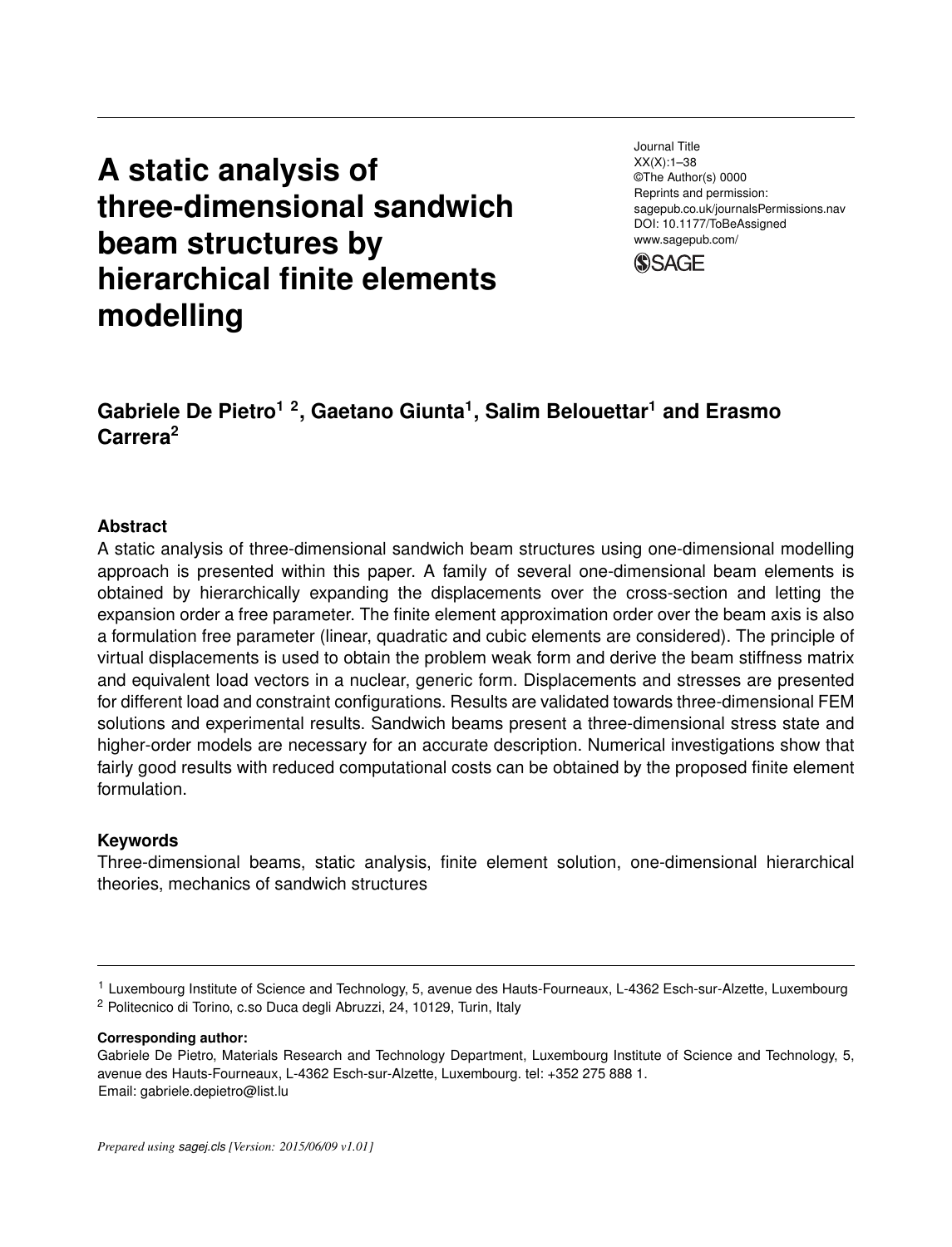# A static analysis of three-dimensional sandwich beam structures by hierarchical finite elements modelling

Journal Title
XX(X):1–38
©The Author(s) 0000
Reprints and permission:
sagepub.co.uk/journalsPermissions.nav
DOI: 10.1177/ToBeAssigned
www.sagepub.com/

**Gabriele De Pietro[1,2], Gaetano Giunta[1], Salim Belouettar[1] and Erasmo Carrera[2]**

### Abstract

A static analysis of three-dimensional sandwich beam structures using one-dimensional modelling approach is presented within this paper. A family of several one-dimensional beam elements is obtained by hierarchically expanding the displacements over the cross-section and letting the expansion order a free parameter. The finite element approximation order over the beam axis is also a formulation free parameter (linear, quadratic and cubic elements are considered). The principle of virtual displacements is used to obtain the problem weak form and derive the beam stiffness matrix and equivalent load vectors in a nuclear, generic form. Displacements and stresses are presented for different load and constraint configurations. Results are validated towards three-dimensional FEM solutions and experimental results. Sandwich beams present a three-dimensional stress state and higher-order models are necessary for an accurate description. Numerical investigations show that fairly good results with reduced computational costs can be obtained by the proposed finite element formulation.

### Keywords

Three-dimensional beams, static analysis, finite element solution, one-dimensional hierarchical theories, mechanics of sandwich structures

[1] Luxembourg Institute of Science and Technology, 5, avenue des Hauts-Fourneaux, L-4362 Esch-sur-Alzette, Luxembourg
[2] Politecnico di Torino, c.so Duca degli Abruzzi, 24, 10129, Turin, Italy

**Corresponding author:**
Gabriele De Pietro, Materials Research and Technology Department, Luxembourg Institute of Science and Technology, 5, avenue des Hauts-Fourneaux, L-4362 Esch-sur-Alzette, Luxembourg. tel: +352 275 888 1.
Email: gabriele.depietro@list.lu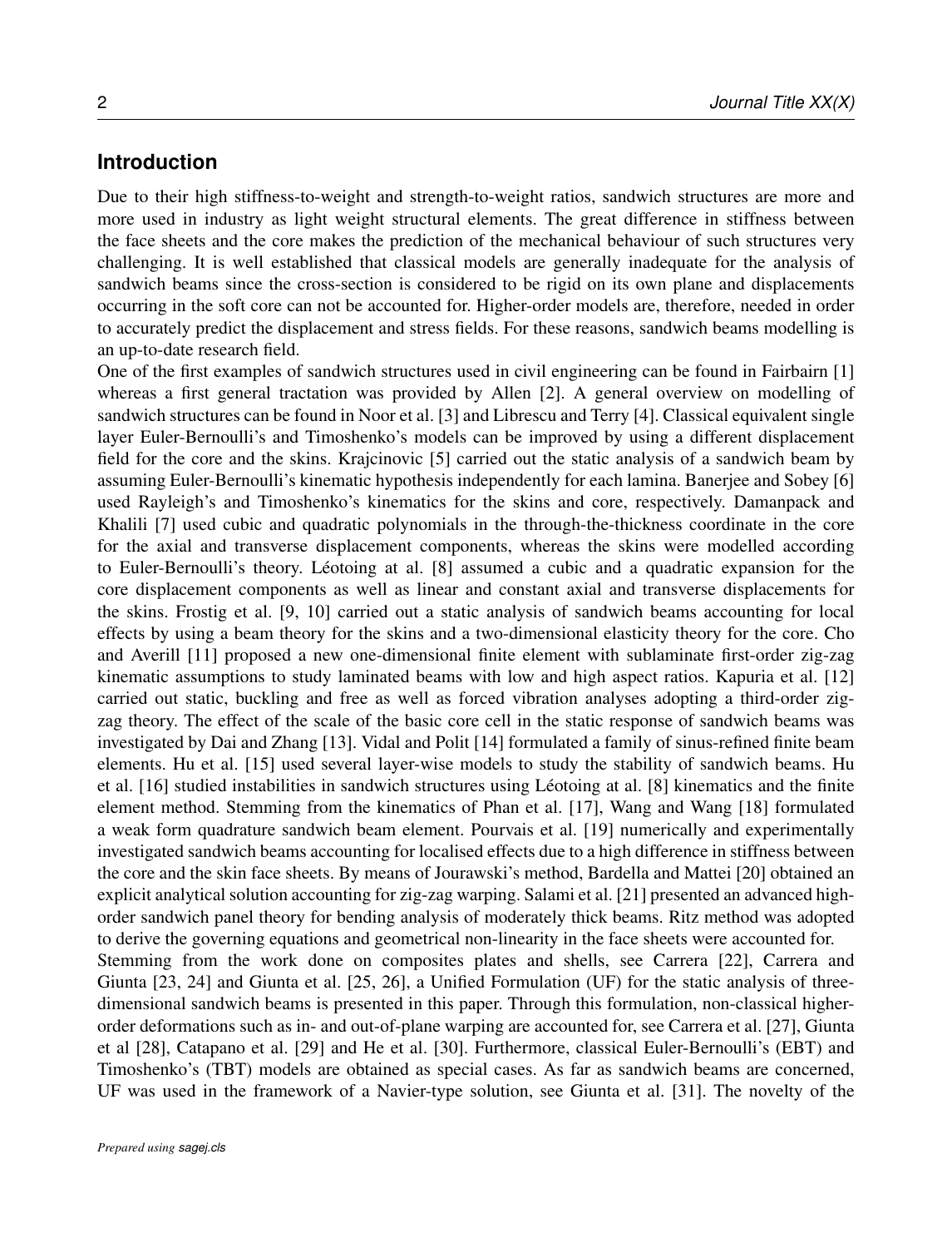## Introduction

Due to their high stiffness-to-weight and strength-to-weight ratios, sandwich structures are more and more used in industry as light weight structural elements. The great difference in stiffness between the face sheets and the core makes the prediction of the mechanical behaviour of such structures very challenging. It is well established that classical models are generally inadequate for the analysis of sandwich beams since the cross-section is considered to be rigid on its own plane and displacements occurring in the soft core can not be accounted for. Higher-order models are, therefore, needed in order to accurately predict the displacement and stress fields. For these reasons, sandwich beams modelling is an up-to-date research field.

One of the first examples of sandwich structures used in civil engineering can be found in Fairbairn [1] whereas a first general tractation was provided by Allen [2]. A general overview on modelling of sandwich structures can be found in Noor et al. [3] and Librescu and Terry [4]. Classical equivalent single layer Euler-Bernoulli's and Timoshenko's models can be improved by using a different displacement field for the core and the skins. Krajcinovic [5] carried out the static analysis of a sandwich beam by assuming Euler-Bernoulli's kinematic hypothesis independently for each lamina. Banerjee and Sobey [6] used Rayleigh's and Timoshenko's kinematics for the skins and core, respectively. Damanpack and Khalili [7] used cubic and quadratic polynomials in the through-the-thickness coordinate in the core for the axial and transverse displacement components, whereas the skins were modelled according to Euler-Bernoulli's theory. Léotoing at al. [8] assumed a cubic and a quadratic expansion for the core displacement components as well as linear and constant axial and transverse displacements for the skins. Frostig et al. [9, 10] carried out a static analysis of sandwich beams accounting for local effects by using a beam theory for the skins and a two-dimensional elasticity theory for the core. Cho and Averill [11] proposed a new one-dimensional finite element with sublaminate first-order zig-zag kinematic assumptions to study laminated beams with low and high aspect ratios. Kapuria et al. [12] carried out static, buckling and free as well as forced vibration analyses adopting a third-order zig-zag theory. The effect of the scale of the basic core cell in the static response of sandwich beams was investigated by Dai and Zhang [13]. Vidal and Polit [14] formulated a family of sinus-refined finite beam elements. Hu et al. [15] used several layer-wise models to study the stability of sandwich beams. Hu et al. [16] studied instabilities in sandwich structures using Léotoing at al. [8] kinematics and the finite element method. Stemming from the kinematics of Phan et al. [17], Wang and Wang [18] formulated a weak form quadrature sandwich beam element. Pourvais et al. [19] numerically and experimentally investigated sandwich beams accounting for localised effects due to a high difference in stiffness between the core and the skin face sheets. By means of Jourawski's method, Bardella and Mattei [20] obtained an explicit analytical solution accounting for zig-zag warping. Salami et al. [21] presented an advanced high-order sandwich panel theory for bending analysis of moderately thick beams. Ritz method was adopted to derive the governing equations and geometrical non-linearity in the face sheets were accounted for.

Stemming from the work done on composites plates and shells, see Carrera [22], Carrera and Giunta [23, 24] and Giunta et al. [25, 26], a Unified Formulation (UF) for the static analysis of three-dimensional sandwich beams is presented in this paper. Through this formulation, non-classical higher-order deformations such as in- and out-of-plane warping are accounted for, see Carrera et al. [27], Giunta et al [28], Catapano et al. [29] and He et al. [30]. Furthermore, classical Euler-Bernoulli's (EBT) and Timoshenko's (TBT) models are obtained as special cases. As far as sandwich beams are concerned, UF was used in the framework of a Navier-type solution, see Giunta et al. [31]. The novelty of the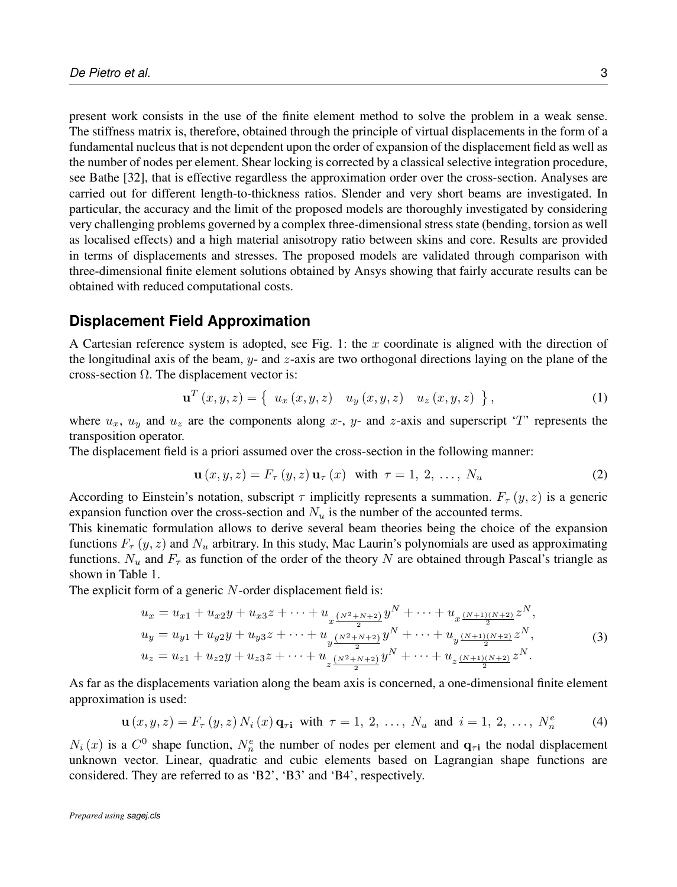present work consists in the use of the finite element method to solve the problem in a weak sense. The stiffness matrix is, therefore, obtained through the principle of virtual displacements in the form of a fundamental nucleus that is not dependent upon the order of expansion of the displacement field as well as the number of nodes per element. Shear locking is corrected by a classical selective integration procedure, see Bathe [32], that is effective regardless the approximation order over the cross-section. Analyses are carried out for different length-to-thickness ratios. Slender and very short beams are investigated. In particular, the accuracy and the limit of the proposed models are thoroughly investigated by considering very challenging problems governed by a complex three-dimensional stress state (bending, torsion as well as localised effects) and a high material anisotropy ratio between skins and core. Results are provided in terms of displacements and stresses. The proposed models are validated through comparison with three-dimensional finite element solutions obtained by Ansys showing that fairly accurate results can be obtained with reduced computational costs.

## Displacement Field Approximation

A Cartesian reference system is adopted, see Fig. 1: the $x$ coordinate is aligned with the direction of the longitudinal axis of the beam, $y$- and $z$-axis are two orthogonal directions laying on the plane of the cross-section $\Omega$. The displacement vector is:

$$\mathbf{u}^T(x,y,z) = \left\{ \begin{array}{ccc} u_x(x,y,z) & u_y(x,y,z) & u_z(x,y,z) \end{array} \right\}, \tag{1}$$

where $u_x$, $u_y$ and $u_z$ are the components along $x$-, $y$- and $z$-axis and superscript '$T$' represents the transposition operator.

The displacement field is a priori assumed over the cross-section in the following manner:

$$\mathbf{u}(x,y,z) = F_\tau(y,z)\,\mathbf{u}_\tau(x) \quad \text{with} \quad \tau = 1,\,2,\,\ldots,\,N_u \tag{2}$$

According to Einstein's notation, subscript $\tau$ implicitly represents a summation. $F_\tau(y,z)$ is a generic expansion function over the cross-section and $N_u$ is the number of the accounted terms.

This kinematic formulation allows to derive several beam theories being the choice of the expansion functions $F_\tau(y,z)$ and $N_u$ arbitrary. In this study, Mac Laurin's polynomials are used as approximating functions. $N_u$ and $F_\tau$ as function of the order of the theory $N$ are obtained through Pascal's triangle as shown in Table 1.

The explicit form of a generic $N$-order displacement field is:

$$\begin{aligned}
u_x &= u_{x1} + u_{x2}y + u_{x3}z + \cdots + u_{x\frac{(N^2+N+2)}{2}}y^N + \cdots + u_{x\frac{(N+1)(N+2)}{2}}z^N,\\
u_y &= u_{y1} + u_{y2}y + u_{y3}z + \cdots + u_{y\frac{(N^2+N+2)}{2}}y^N + \cdots + u_{y\frac{(N+1)(N+2)}{2}}z^N,\\
u_z &= u_{z1} + u_{z2}y + u_{z3}z + \cdots + u_{z\frac{(N^2+N+2)}{2}}y^N + \cdots + u_{z\frac{(N+1)(N+2)}{2}}z^N.
\end{aligned} \tag{3}$$

As far as the displacements variation along the beam axis is concerned, a one-dimensional finite element approximation is used:

$$\mathbf{u}(x,y,z) = F_\tau(y,z)\,N_i(x)\,\mathbf{q}_{\tau\mathbf{i}} \quad \text{with} \quad \tau = 1,\,2,\,\ldots,\,N_u \quad \text{and} \quad i = 1,\,2,\,\ldots,\,N_n^e \tag{4}$$

$N_i(x)$ is a $C^0$ shape function, $N_n^e$ the number of nodes per element and $\mathbf{q}_{\tau\mathbf{i}}$ the nodal displacement unknown vector. Linear, quadratic and cubic elements based on Lagrangian shape functions are considered. They are referred to as 'B2', 'B3' and 'B4', respectively.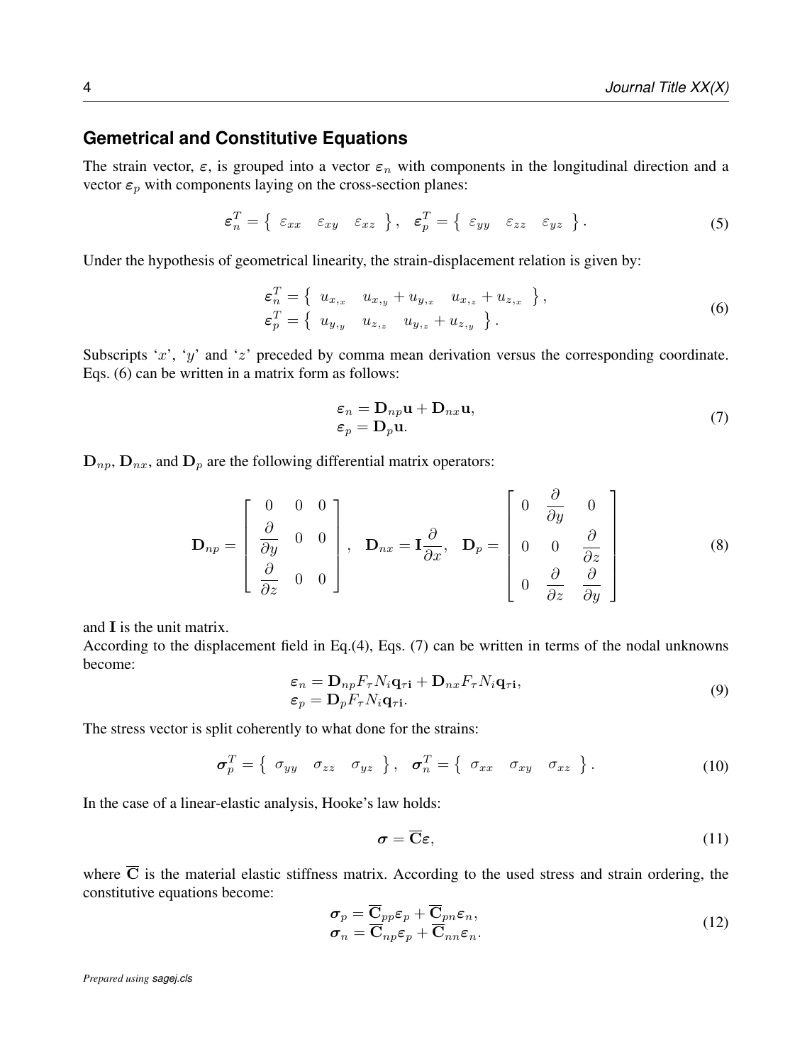## Gemetrical and Constitutive Equations

The strain vector, $\boldsymbol{\varepsilon}$, is grouped into a vector $\boldsymbol{\varepsilon}_n$ with components in the longitudinal direction and a vector $\boldsymbol{\varepsilon}_p$ with components laying on the cross-section planes:

$$
\boldsymbol{\varepsilon}_n^T = \left\{ \begin{array}{ccc} \varepsilon_{xx} & \varepsilon_{xy} & \varepsilon_{xz} \end{array} \right\}, \quad \boldsymbol{\varepsilon}_p^T = \left\{ \begin{array}{ccc} \varepsilon_{yy} & \varepsilon_{zz} & \varepsilon_{yz} \end{array} \right\}. \tag{5}
$$

Under the hypothesis of geometrical linearity, the strain-displacement relation is given by:

$$
\begin{array}{l}
\boldsymbol{\varepsilon}_n^T = \left\{ \begin{array}{ccc} u_{x,_x} & u_{x,_y} + u_{y,_x} & u_{x,_z} + u_{z,_x} \end{array} \right\}, \\
\boldsymbol{\varepsilon}_p^T = \left\{ \begin{array}{ccc} u_{y,_y} & u_{z,_z} & u_{y,_z} + u_{z,_y} \end{array} \right\}.
\end{array} \tag{6}
$$

Subscripts '$x$', '$y$' and '$z$' preceded by comma mean derivation versus the corresponding coordinate. Eqs. (6) can be written in a matrix form as follows:

$$
\begin{array}{l}
\boldsymbol{\varepsilon}_n = \mathbf{D}_{np}\mathbf{u} + \mathbf{D}_{nx}\mathbf{u}, \\
\boldsymbol{\varepsilon}_p = \mathbf{D}_p\mathbf{u}.
\end{array} \tag{7}
$$

$\mathbf{D}_{np}$, $\mathbf{D}_{nx}$, and $\mathbf{D}_p$ are the following differential matrix operators:

$$
\mathbf{D}_{np} = \left[ \begin{array}{ccc} 0 & 0 & 0 \\ \dfrac{\partial}{\partial y} & 0 & 0 \\ \dfrac{\partial}{\partial z} & 0 & 0 \end{array} \right], \quad \mathbf{D}_{nx} = \mathbf{I}\frac{\partial}{\partial x}, \quad \mathbf{D}_p = \left[ \begin{array}{ccc} 0 & \dfrac{\partial}{\partial y} & 0 \\ 0 & 0 & \dfrac{\partial}{\partial z} \\ 0 & \dfrac{\partial}{\partial z} & \dfrac{\partial}{\partial y} \end{array} \right] \tag{8}
$$

and $\mathbf{I}$ is the unit matrix.

According to the displacement field in Eq.(4), Eqs. (7) can be written in terms of the nodal unknowns become:

$$
\begin{array}{l}
\boldsymbol{\varepsilon}_n = \mathbf{D}_{np}F_\tau N_i \mathbf{q}_{\tau\mathbf{i}} + \mathbf{D}_{nx}F_\tau N_i \mathbf{q}_{\tau\mathbf{i}}, \\
\boldsymbol{\varepsilon}_p = \mathbf{D}_p F_\tau N_i \mathbf{q}_{\tau\mathbf{i}}.
\end{array} \tag{9}
$$

The stress vector is split coherently to what done for the strains:

$$
\boldsymbol{\sigma}_p^T = \left\{ \begin{array}{ccc} \sigma_{yy} & \sigma_{zz} & \sigma_{yz} \end{array} \right\}, \quad \boldsymbol{\sigma}_n^T = \left\{ \begin{array}{ccc} \sigma_{xx} & \sigma_{xy} & \sigma_{xz} \end{array} \right\}. \tag{10}
$$

In the case of a linear-elastic analysis, Hooke's law holds:

$$
\boldsymbol{\sigma} = \overline{\mathbf{C}}\boldsymbol{\varepsilon}, \tag{11}
$$

where $\overline{\mathbf{C}}$ is the material elastic stiffness matrix. According to the used stress and strain ordering, the constitutive equations become:

$$
\begin{array}{l}
\boldsymbol{\sigma}_p = \overline{\mathbf{C}}_{pp}\boldsymbol{\varepsilon}_p + \overline{\mathbf{C}}_{pn}\boldsymbol{\varepsilon}_n, \\
\boldsymbol{\sigma}_n = \overline{\mathbf{C}}_{np}\boldsymbol{\varepsilon}_p + \overline{\mathbf{C}}_{nn}\boldsymbol{\varepsilon}_n.
\end{array} \tag{12}
$$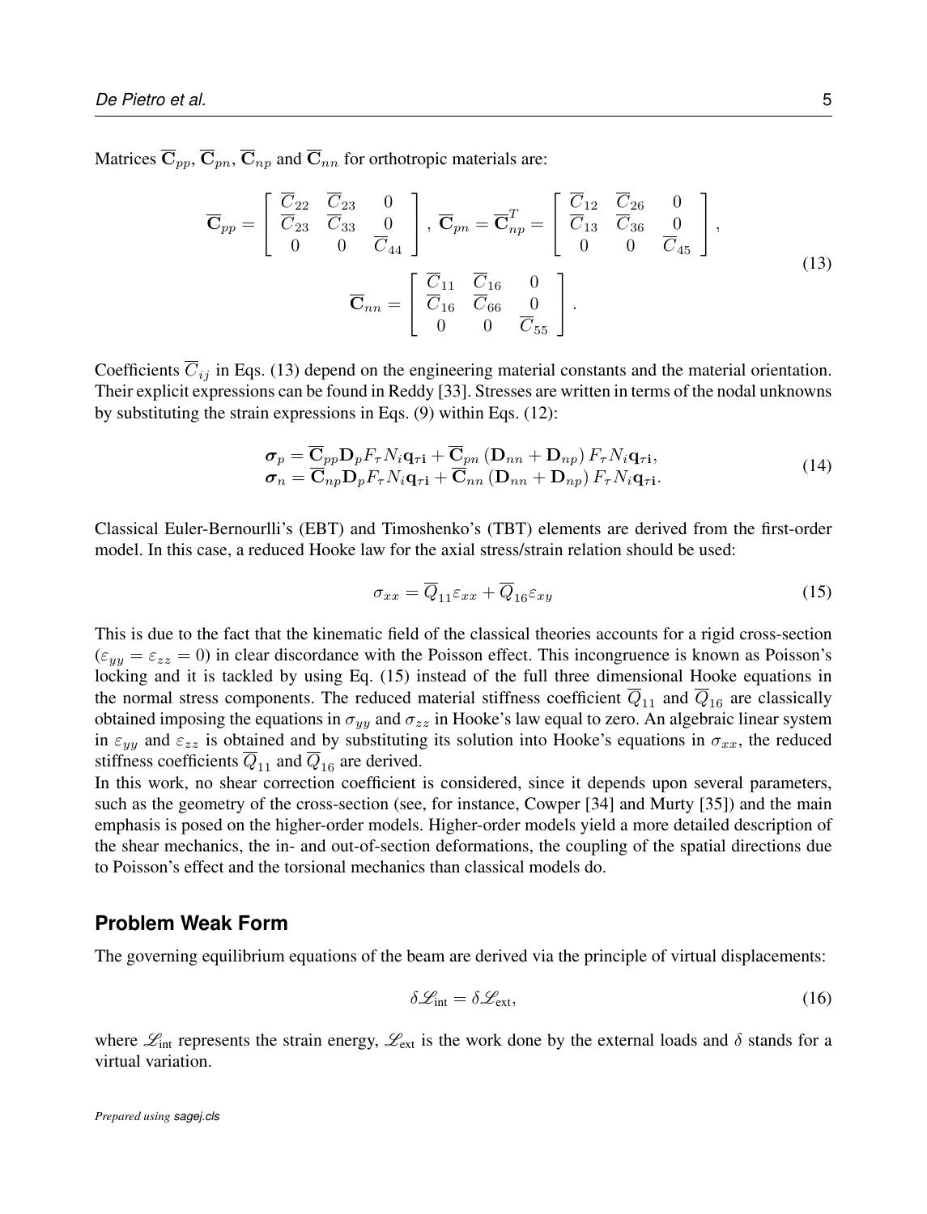Matrices $\overline{\mathbf{C}}_{pp}$, $\overline{\mathbf{C}}_{pn}$, $\overline{\mathbf{C}}_{np}$ and $\overline{\mathbf{C}}_{nn}$ for orthotropic materials are:

$$
\overline{\mathbf{C}}_{pp} = \begin{bmatrix} \overline{C}_{22} & \overline{C}_{23} & 0 \\ \overline{C}_{23} & \overline{C}_{33} & 0 \\ 0 & 0 & \overline{C}_{44} \end{bmatrix}, \; \overline{\mathbf{C}}_{pn} = \overline{\mathbf{C}}_{np}^{T} = \begin{bmatrix} \overline{C}_{12} & \overline{C}_{26} & 0 \\ \overline{C}_{13} & \overline{C}_{36} & 0 \\ 0 & 0 & \overline{C}_{45} \end{bmatrix},
$$
$$
\overline{\mathbf{C}}_{nn} = \begin{bmatrix} \overline{C}_{11} & \overline{C}_{16} & 0 \\ \overline{C}_{16} & \overline{C}_{66} & 0 \\ 0 & 0 & \overline{C}_{55} \end{bmatrix}. \tag{13}
$$

Coefficients $\overline{C}_{ij}$ in Eqs. (13) depend on the engineering material constants and the material orientation. Their explicit expressions can be found in Reddy [33]. Stresses are written in terms of the nodal unknowns by substituting the strain expressions in Eqs. (9) within Eqs. (12):

$$
\begin{aligned}
\boldsymbol{\sigma}_p &= \overline{\mathbf{C}}_{pp}\mathbf{D}_p F_\tau N_i \mathbf{q}_{\tau \mathbf{i}} + \overline{\mathbf{C}}_{pn}\left(\mathbf{D}_{nn} + \mathbf{D}_{np}\right) F_\tau N_i \mathbf{q}_{\tau \mathbf{i}}, \\
\boldsymbol{\sigma}_n &= \overline{\mathbf{C}}_{np}\mathbf{D}_p F_\tau N_i \mathbf{q}_{\tau \mathbf{i}} + \overline{\mathbf{C}}_{nn}\left(\mathbf{D}_{nn} + \mathbf{D}_{np}\right) F_\tau N_i \mathbf{q}_{\tau \mathbf{i}}.
\end{aligned} \tag{14}
$$

Classical Euler-Bernourlli's (EBT) and Timoshenko's (TBT) elements are derived from the first-order model. In this case, a reduced Hooke law for the axial stress/strain relation should be used:

$$
\sigma_{xx} = \overline{Q}_{11}\varepsilon_{xx} + \overline{Q}_{16}\varepsilon_{xy} \tag{15}
$$

This is due to the fact that the kinematic field of the classical theories accounts for a rigid cross-section ($\varepsilon_{yy} = \varepsilon_{zz} = 0$) in clear discordance with the Poisson effect. This incongruence is known as Poisson's locking and it is tackled by using Eq. (15) instead of the full three dimensional Hooke equations in the normal stress components. The reduced material stiffness coefficient $\overline{Q}_{11}$ and $\overline{Q}_{16}$ are classically obtained imposing the equations in $\sigma_{yy}$ and $\sigma_{zz}$ in Hooke's law equal to zero. An algebraic linear system in $\varepsilon_{yy}$ and $\varepsilon_{zz}$ is obtained and by substituting its solution into Hooke's equations in $\sigma_{xx}$, the reduced stiffness coefficients $\overline{Q}_{11}$ and $\overline{Q}_{16}$ are derived.

In this work, no shear correction coefficient is considered, since it depends upon several parameters, such as the geometry of the cross-section (see, for instance, Cowper [34] and Murty [35]) and the main emphasis is posed on the higher-order models. Higher-order models yield a more detailed description of the shear mechanics, the in- and out-of-section deformations, the coupling of the spatial directions due to Poisson's effect and the torsional mechanics than classical models do.

## Problem Weak Form

The governing equilibrium equations of the beam are derived via the principle of virtual displacements:

$$
\delta \mathscr{L}_{\text{int}} = \delta \mathscr{L}_{\text{ext}}, \tag{16}
$$

where $\mathscr{L}_{\text{int}}$ represents the strain energy, $\mathscr{L}_{\text{ext}}$ is the work done by the external loads and $\delta$ stands for a virtual variation.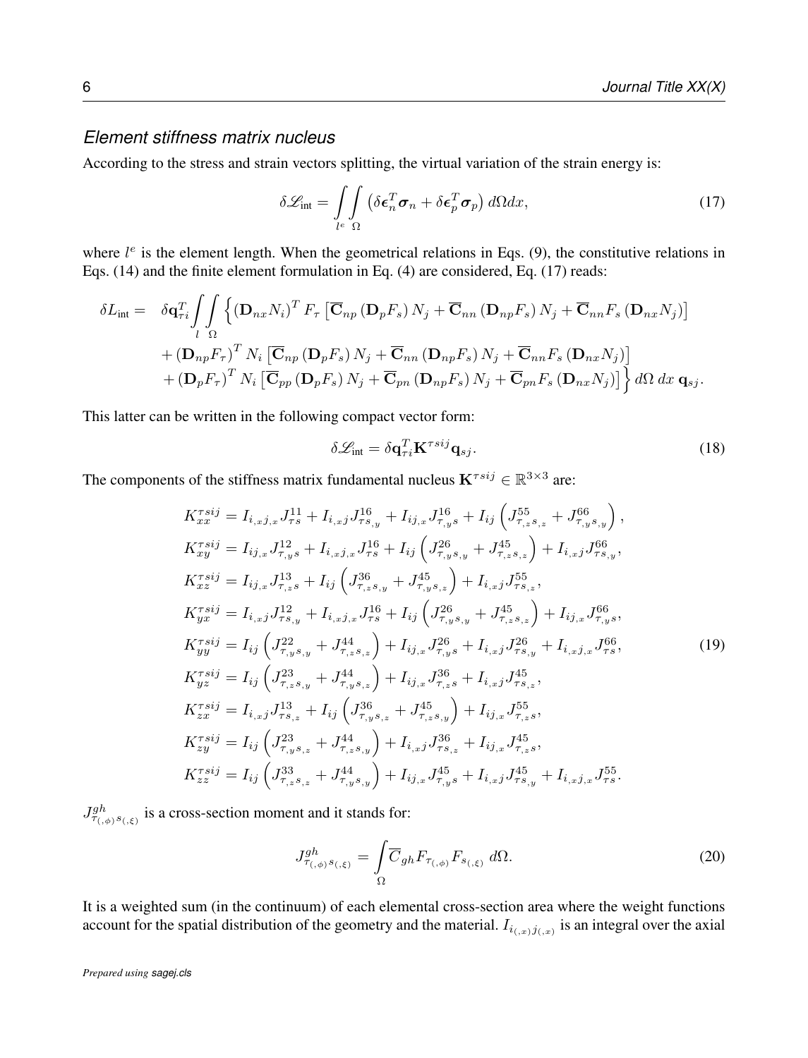### *Element stiffness matrix nucleus*

According to the stress and strain vectors splitting, the virtual variation of the strain energy is:

$$\delta \mathscr{L}_{\text{int}} = \int_{l^e}\int_{\Omega} \left( \delta \boldsymbol{\epsilon}_n^T \boldsymbol{\sigma}_n + \delta \boldsymbol{\epsilon}_p^T \boldsymbol{\sigma}_p \right) d\Omega dx, \tag{17}$$

where $l^e$ is the element length. When the geometrical relations in Eqs. (9), the constitutive relations in Eqs. (14) and the finite element formulation in Eq. (4) are considered, Eq. (17) reads:

$$\begin{aligned}
\delta L_{\text{int}} = \quad & \delta \mathbf{q}_{\tau i}^T \int_{l}\int_{\Omega} \Big\{ \left(\mathbf{D}_{nx} N_i\right)^T F_\tau \left[ \overline{\mathbf{C}}_{np} \left(\mathbf{D}_p F_s\right) N_j + \overline{\mathbf{C}}_{nn} \left(\mathbf{D}_{np} F_s\right) N_j + \overline{\mathbf{C}}_{nn} F_s \left(\mathbf{D}_{nx} N_j\right) \right] \\
& + \left(\mathbf{D}_{np} F_\tau\right)^T N_i \left[ \overline{\mathbf{C}}_{np} \left(\mathbf{D}_p F_s\right) N_j + \overline{\mathbf{C}}_{nn} \left(\mathbf{D}_{np} F_s\right) N_j + \overline{\mathbf{C}}_{nn} F_s \left(\mathbf{D}_{nx} N_j\right) \right] \\
& + \left(\mathbf{D}_p F_\tau\right)^T N_i \left[ \overline{\mathbf{C}}_{pp} \left(\mathbf{D}_p F_s\right) N_j + \overline{\mathbf{C}}_{pn} \left(\mathbf{D}_{np} F_s\right) N_j + \overline{\mathbf{C}}_{pn} F_s \left(\mathbf{D}_{nx} N_j\right) \right] \Big\} \, d\Omega \, dx \, \mathbf{q}_{sj}.
\end{aligned}$$

This latter can be written in the following compact vector form:

$$\delta \mathscr{L}_{\text{int}} = \delta \mathbf{q}_{\tau i}^T \mathbf{K}^{\tau s i j} \mathbf{q}_{sj}. \tag{18}$$

The components of the stiffness matrix fundamental nucleus $\mathbf{K}^{\tau s i j} \in \mathbb{R}^{3\times 3}$ are:

$$\begin{aligned}
K_{xx}^{\tau s i j} &= I_{i_{,x} j_{,x}} J^{11}_{\tau s} + I_{i_{,x} j} J^{16}_{\tau s_{,y}} + I_{i j_{,x}} J^{16}_{\tau_{,y} s} + I_{ij} \left( J^{55}_{\tau_{,z} s_{,z}} + J^{66}_{\tau_{,y} s_{,y}} \right), \\
K_{xy}^{\tau s i j} &= I_{i j_{,x}} J^{12}_{\tau_{,y} s} + I_{i_{,x} j_{,x}} J^{16}_{\tau s} + I_{ij} \left( J^{26}_{\tau_{,y} s_{,y}} + J^{45}_{\tau_{,z} s_{,z}} \right) + I_{i_{,x} j} J^{66}_{\tau s_{,y}}, \\
K_{xz}^{\tau s i j} &= I_{i j_{,x}} J^{13}_{\tau_{,z} s} + I_{ij} \left( J^{36}_{\tau_{,z} s_{,y}} + J^{45}_{\tau_{,y} s_{,z}} \right) + I_{i_{,x} j} J^{55}_{\tau s_{,z}}, \\
K_{yx}^{\tau s i j} &= I_{i_{,x} j} J^{12}_{\tau s_{,y}} + I_{i_{,x} j_{,x}} J^{16}_{\tau s} + I_{ij} \left( J^{26}_{\tau_{,y} s_{,y}} + J^{45}_{\tau_{,z} s_{,z}} \right) + I_{i j_{,x}} J^{66}_{\tau_{,y} s}, \\
K_{yy}^{\tau s i j} &= I_{ij} \left( J^{22}_{\tau_{,y} s_{,y}} + J^{44}_{\tau_{,z} s_{,z}} \right) + I_{i j_{,x}} J^{26}_{\tau_{,y} s} + I_{i_{,x} j} J^{26}_{\tau s_{,y}} + I_{i_{,x} j_{,x}} J^{66}_{\tau s}, \\
K_{yz}^{\tau s i j} &= I_{ij} \left( J^{23}_{\tau_{,z} s_{,y}} + J^{44}_{\tau_{,y} s_{,z}} \right) + I_{i j_{,x}} J^{36}_{\tau_{,z} s} + I_{i_{,x} j} J^{45}_{\tau s_{,z}}, \\
K_{zx}^{\tau s i j} &= I_{i_{,x} j} J^{13}_{\tau s_{,z}} + I_{ij} \left( J^{36}_{\tau_{,y} s_{,z}} + J^{45}_{\tau_{,z} s_{,y}} \right) + I_{i j_{,x}} J^{55}_{\tau_{,z} s}, \\
K_{zy}^{\tau s i j} &= I_{ij} \left( J^{23}_{\tau_{,y} s_{,z}} + J^{44}_{\tau_{,z} s_{,y}} \right) + I_{i_{,x} j} J^{36}_{\tau s_{,z}} + I_{i j_{,x}} J^{45}_{\tau_{,z} s}, \\
K_{zz}^{\tau s i j} &= I_{ij} \left( J^{33}_{\tau_{,z} s_{,z}} + J^{44}_{\tau_{,y} s_{,y}} \right) + I_{i j_{,x}} J^{45}_{\tau_{,y} s} + I_{i_{,x} j} J^{45}_{\tau s_{,y}} + I_{i_{,x} j_{,x}} J^{55}_{\tau s}.
\end{aligned} \tag{19}$$

$J^{gh}_{\tau_{(,\phi)} s_{(,\xi)}}$ is a cross-section moment and it stands for:

$$J^{gh}_{\tau_{(,\phi)} s_{(,\xi)}} = \int_{\Omega} \overline{C}_{gh} F_{\tau_{(,\phi)}} F_{s_{(,\xi)}} \, d\Omega. \tag{20}$$

It is a weighted sum (in the continuum) of each elemental cross-section area where the weight functions account for the spatial distribution of the geometry and the material. $I_{i_{(,x)} j_{(,x)}}$ is an integral over the axial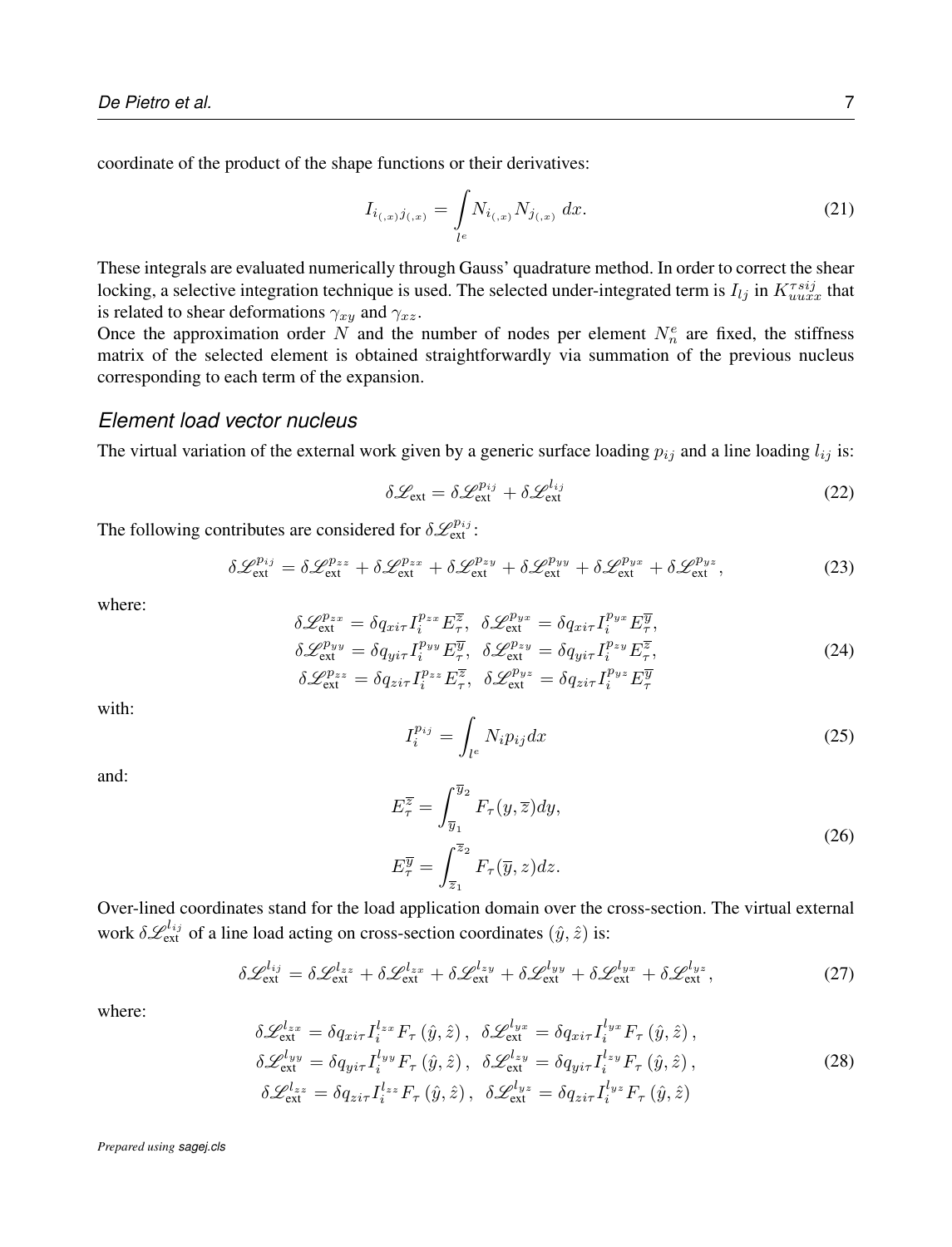coordinate of the product of the shape functions or their derivatives:

$$
I_{i_{(,x)}j_{(,x)}} = \int\limits_{l^e} N_{i_{(,x)}} N_{j_{(,x)}} \, dx. \tag{21}
$$

These integrals are evaluated numerically through Gauss' quadrature method. In order to correct the shear locking, a selective integration technique is used. The selected under-integrated term is $I_{lj}$ in $K^{\tau sij}_{uuxx}$ that is related to shear deformations $\gamma_{xy}$ and $\gamma_{xz}$.
Once the approximation order $N$ and the number of nodes per element $N_n^e$ are fixed, the stiffness matrix of the selected element is obtained straightforwardly via summation of the previous nucleus corresponding to each term of the expansion.

## Element load vector nucleus

The virtual variation of the external work given by a generic surface loading $p_{ij}$ and a line loading $l_{ij}$ is:

$$
\delta\mathscr{L}_{\text{ext}} = \delta\mathscr{L}_{\text{ext}}^{p_{ij}} + \delta\mathscr{L}_{\text{ext}}^{l_{ij}} \tag{22}
$$

The following contributes are considered for $\delta\mathscr{L}_{\text{ext}}^{p_{ij}}$:

$$
\delta\mathscr{L}_{\text{ext}}^{p_{ij}} = \delta\mathscr{L}_{\text{ext}}^{p_{zz}} + \delta\mathscr{L}_{\text{ext}}^{p_{zx}} + \delta\mathscr{L}_{\text{ext}}^{p_{zy}} + \delta\mathscr{L}_{\text{ext}}^{p_{yy}} + \delta\mathscr{L}_{\text{ext}}^{p_{yx}} + \delta\mathscr{L}_{\text{ext}}^{p_{yz}}, \tag{23}
$$

where:

$$
\begin{aligned}
\delta\mathscr{L}_{\text{ext}}^{p_{zx}} &= \delta q_{xi\tau} I_i^{p_{zx}} E_\tau^{\overline{z}}, \;\; \delta\mathscr{L}_{\text{ext}}^{p_{yx}} = \delta q_{xi\tau} I_i^{p_{yx}} E_\tau^{\overline{y}}, \\
\delta\mathscr{L}_{\text{ext}}^{p_{yy}} &= \delta q_{yi\tau} I_i^{p_{yy}} E_\tau^{\overline{y}}, \;\; \delta\mathscr{L}_{\text{ext}}^{p_{zy}} = \delta q_{yi\tau} I_i^{p_{zy}} E_\tau^{\overline{z}}, \\
\delta\mathscr{L}_{\text{ext}}^{p_{zz}} &= \delta q_{zi\tau} I_i^{p_{zz}} E_\tau^{\overline{z}}, \;\; \delta\mathscr{L}_{\text{ext}}^{p_{yz}} = \delta q_{zi\tau} I_i^{p_{yz}} E_\tau^{\overline{y}}
\end{aligned} \tag{24}
$$

with:

$$
I_i^{p_{ij}} = \int_{l^e} N_i p_{ij} dx \tag{25}
$$

and:

$$
\begin{aligned}
E_\tau^{\overline{z}} &= \int_{\overline{y}_1}^{\overline{y}_2} F_\tau(y, \overline{z}) dy, \\
E_\tau^{\overline{y}} &= \int_{\overline{z}_1}^{\overline{z}_2} F_\tau(\overline{y}, z) dz.
\end{aligned} \tag{26}
$$

Over-lined coordinates stand for the load application domain over the cross-section. The virtual external work $\delta\mathscr{L}_{\text{ext}}^{l_{ij}}$ of a line load acting on cross-section coordinates $(\hat{y}, \hat{z})$ is:

$$
\delta\mathscr{L}_{\text{ext}}^{l_{ij}} = \delta\mathscr{L}_{\text{ext}}^{l_{zz}} + \delta\mathscr{L}_{\text{ext}}^{l_{zx}} + \delta\mathscr{L}_{\text{ext}}^{l_{zy}} + \delta\mathscr{L}_{\text{ext}}^{l_{yy}} + \delta\mathscr{L}_{\text{ext}}^{l_{yx}} + \delta\mathscr{L}_{\text{ext}}^{l_{yz}}, \tag{27}
$$

where:

$$
\begin{aligned}
\delta\mathscr{L}_{\text{ext}}^{l_{zx}} &= \delta q_{xi\tau} I_i^{l_{zx}} F_\tau\left(\hat{y}, \hat{z}\right), \;\; \delta\mathscr{L}_{\text{ext}}^{l_{yx}} = \delta q_{xi\tau} I_i^{l_{yx}} F_\tau\left(\hat{y}, \hat{z}\right), \\
\delta\mathscr{L}_{\text{ext}}^{l_{yy}} &= \delta q_{yi\tau} I_i^{l_{yy}} F_\tau\left(\hat{y}, \hat{z}\right), \;\; \delta\mathscr{L}_{\text{ext}}^{l_{zy}} = \delta q_{yi\tau} I_i^{l_{zy}} F_\tau\left(\hat{y}, \hat{z}\right), \\
\delta\mathscr{L}_{\text{ext}}^{l_{zz}} &= \delta q_{zi\tau} I_i^{l_{zz}} F_\tau\left(\hat{y}, \hat{z}\right), \;\; \delta\mathscr{L}_{\text{ext}}^{l_{yz}} = \delta q_{zi\tau} I_i^{l_{yz}} F_\tau\left(\hat{y}, \hat{z}\right)
\end{aligned} \tag{28}
$$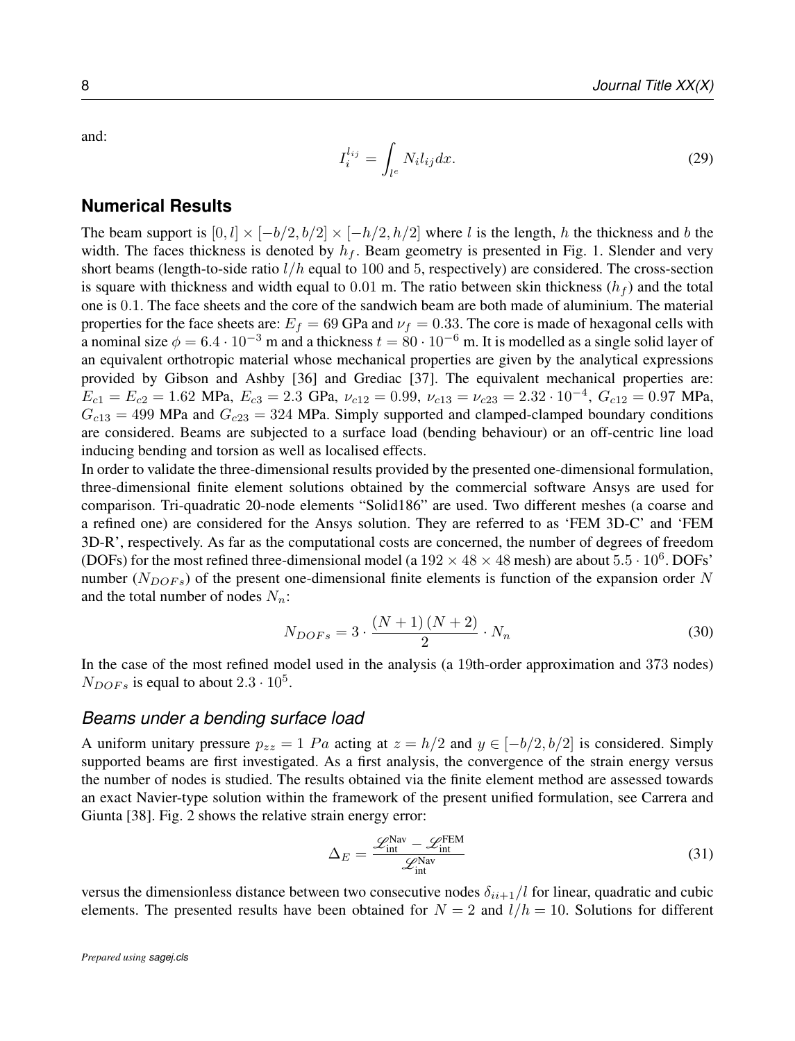and:

$$I_i^{l_{ij}} = \int_{l^e} N_i l_{ij} dx. \tag{29}$$

## Numerical Results

The beam support is $[0, l] \times [-b/2, b/2] \times [-h/2, h/2]$ where $l$ is the length, $h$ the thickness and $b$ the width. The faces thickness is denoted by $h_f$. Beam geometry is presented in Fig. 1. Slender and very short beams (length-to-side ratio $l/h$ equal to 100 and 5, respectively) are considered. The cross-section is square with thickness and width equal to 0.01 m. The ratio between skin thickness ($h_f$) and the total one is 0.1. The face sheets and the core of the sandwich beam are both made of aluminium. The material properties for the face sheets are: $E_f = 69$ GPa and $\nu_f = 0.33$. The core is made of hexagonal cells with a nominal size $\phi = 6.4 \cdot 10^{-3}$ m and a thickness $t = 80 \cdot 10^{-6}$ m. It is modelled as a single solid layer of an equivalent orthotropic material whose mechanical properties are given by the analytical expressions provided by Gibson and Ashby [36] and Grediac [37]. The equivalent mechanical properties are: $E_{c1} = E_{c2} = 1.62$ MPa, $E_{c3} = 2.3$ GPa, $\nu_{c12} = 0.99$, $\nu_{c13} = \nu_{c23} = 2.32 \cdot 10^{-4}$, $G_{c12} = 0.97$ MPa, $G_{c13} = 499$ MPa and $G_{c23} = 324$ MPa. Simply supported and clamped-clamped boundary conditions are considered. Beams are subjected to a surface load (bending behaviour) or an off-centric line load inducing bending and torsion as well as localised effects.

In order to validate the three-dimensional results provided by the presented one-dimensional formulation, three-dimensional finite element solutions obtained by the commercial software Ansys are used for comparison. Tri-quadratic 20-node elements "Solid186" are used. Two different meshes (a coarse and a refined one) are considered for the Ansys solution. They are referred to as 'FEM 3D-C' and 'FEM 3D-R', respectively. As far as the computational costs are concerned, the number of degrees of freedom (DOFs) for the most refined three-dimensional model (a $192 \times 48 \times 48$ mesh) are about $5.5 \cdot 10^6$. DOFs' number ($N_{DOFs}$) of the present one-dimensional finite elements is function of the expansion order $N$ and the total number of nodes $N_n$:

$$N_{DOFs} = 3 \cdot \frac{(N+1)(N+2)}{2} \cdot N_n \tag{30}$$

In the case of the most refined model used in the analysis (a 19th-order approximation and 373 nodes) $N_{DOFs}$ is equal to about $2.3 \cdot 10^5$.

### *Beams under a bending surface load*

A uniform unitary pressure $p_{zz} = 1\ Pa$ acting at $z = h/2$ and $y \in [-b/2, b/2]$ is considered. Simply supported beams are first investigated. As a first analysis, the convergence of the strain energy versus the number of nodes is studied. The results obtained via the finite element method are assessed towards an exact Navier-type solution within the framework of the present unified formulation, see Carrera and Giunta [38]. Fig. 2 shows the relative strain energy error:

$$\Delta_E = \frac{\mathscr{L}_{\text{int}}^{\text{Nav}} - \mathscr{L}_{\text{int}}^{\text{FEM}}}{\mathscr{L}_{\text{int}}^{\text{Nav}}} \tag{31}$$

versus the dimensionless distance between two consecutive nodes $\delta_{ii+1}/l$ for linear, quadratic and cubic elements. The presented results have been obtained for $N = 2$ and $l/h = 10$. Solutions for different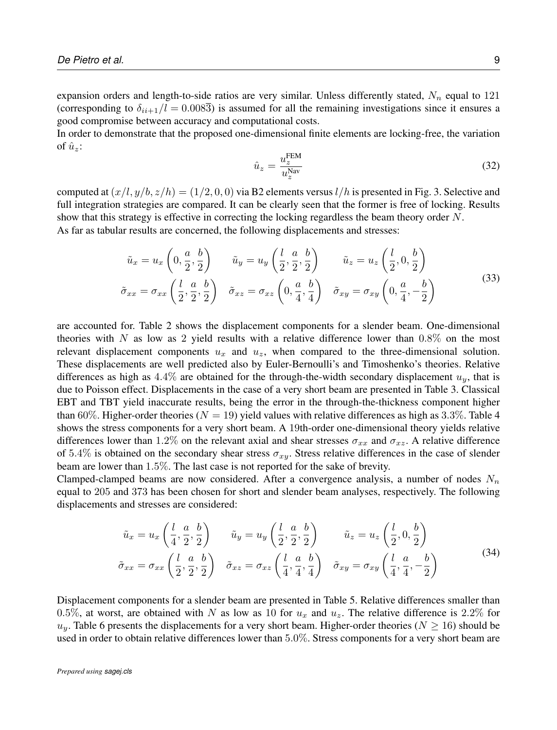expansion orders and length-to-side ratios are very similar. Unless differently stated, $N_n$ equal to 121 (corresponding to $\delta_{ii+1}/l = 0.008\overline{3}$) is assumed for all the remaining investigations since it ensures a good compromise between accuracy and computational costs.

In order to demonstrate that the proposed one-dimensional finite elements are locking-free, the variation of $\hat{u}_z$:

$$\hat{u}_z = \frac{u_z^{\text{FEM}}}{u_z^{\text{Nav}}} \tag{32}$$

computed at $(x/l, y/b, z/h) = (1/2, 0, 0)$ via B2 elements versus $l/h$ is presented in Fig. 3. Selective and full integration strategies are compared. It can be clearly seen that the former is free of locking. Results show that this strategy is effective in correcting the locking regardless the beam theory order $N$.

As far as tabular results are concerned, the following displacements and stresses:

$$\begin{aligned}
&\tilde{u}_x = u_x\left(0, \frac{a}{2}, \frac{b}{2}\right) \qquad \tilde{u}_y = u_y\left(\frac{l}{2}, \frac{a}{2}, \frac{b}{2}\right) \qquad \tilde{u}_z = u_z\left(\frac{l}{2}, 0, \frac{b}{2}\right) \\
&\tilde{\sigma}_{xx} = \sigma_{xx}\left(\frac{l}{2}, \frac{a}{2}, \frac{b}{2}\right) \quad \tilde{\sigma}_{xz} = \sigma_{xz}\left(0, \frac{a}{4}, \frac{b}{4}\right) \quad \tilde{\sigma}_{xy} = \sigma_{xy}\left(0, \frac{a}{4}, -\frac{b}{2}\right)
\end{aligned} \tag{33}$$

are accounted for. Table 2 shows the displacement components for a slender beam. One-dimensional theories with $N$ as low as 2 yield results with a relative difference lower than $0.8\%$ on the most relevant displacement components $u_x$ and $u_z$, when compared to the three-dimensional solution. These displacements are well predicted also by Euler-Bernoulli's and Timoshenko's theories. Relative differences as high as $4.4\%$ are obtained for the through-the-width secondary displacement $u_y$, that is due to Poisson effect. Displacements in the case of a very short beam are presented in Table 3. Classical EBT and TBT yield inaccurate results, being the error in the through-the-thickness component higher than $60\%$. Higher-order theories ($N = 19$) yield values with relative differences as high as $3.3\%$. Table 4 shows the stress components for a very short beam. A 19th-order one-dimensional theory yields relative differences lower than $1.2\%$ on the relevant axial and shear stresses $\sigma_{xx}$ and $\sigma_{xz}$. A relative difference of $5.4\%$ is obtained on the secondary shear stress $\sigma_{xy}$. Stress relative differences in the case of slender beam are lower than $1.5\%$. The last case is not reported for the sake of brevity.

Clamped-clamped beams are now considered. After a convergence analysis, a number of nodes $N_n$ equal to 205 and 373 has been chosen for short and slender beam analyses, respectively. The following displacements and stresses are considered:

$$\begin{aligned}
&\tilde{u}_x = u_x\left(\frac{l}{4}, \frac{a}{2}, \frac{b}{2}\right) \qquad \tilde{u}_y = u_y\left(\frac{l}{2}, \frac{a}{2}, \frac{b}{2}\right) \qquad \tilde{u}_z = u_z\left(\frac{l}{2}, 0, \frac{b}{2}\right) \\
&\tilde{\sigma}_{xx} = \sigma_{xx}\left(\frac{l}{2}, \frac{a}{2}, \frac{b}{2}\right) \quad \tilde{\sigma}_{xz} = \sigma_{xz}\left(\frac{l}{4}, \frac{a}{4}, \frac{b}{4}\right) \quad \tilde{\sigma}_{xy} = \sigma_{xy}\left(\frac{l}{4}, \frac{a}{4}, -\frac{b}{2}\right)
\end{aligned} \tag{34}$$

Displacement components for a slender beam are presented in Table 5. Relative differences smaller than $0.5\%$, at worst, are obtained with $N$ as low as 10 for $u_x$ and $u_z$. The relative difference is $2.2\%$ for $u_y$. Table 6 presents the displacements for a very short beam. Higher-order theories ($N \geq 16$) should be used in order to obtain relative differences lower than $5.0\%$. Stress components for a very short beam are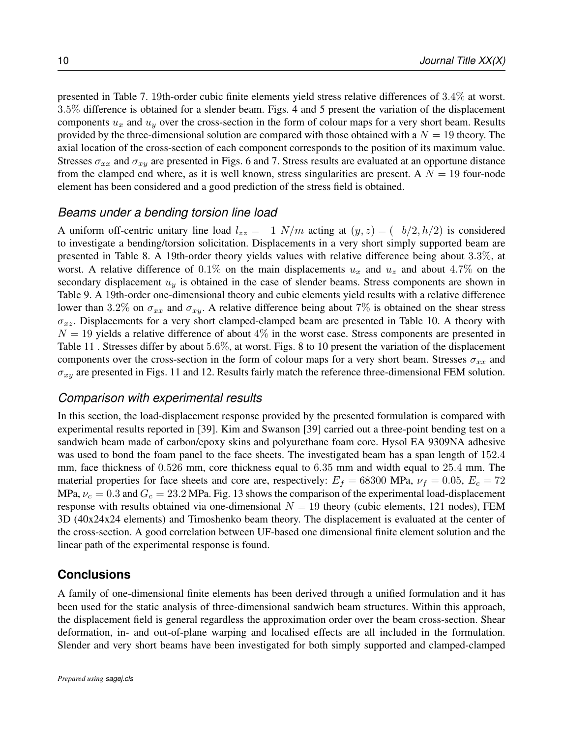presented in Table 7. 19th-order cubic finite elements yield stress relative differences of $3.4\%$ at worst. $3.5\%$ difference is obtained for a slender beam. Figs. 4 and 5 present the variation of the displacement components $u_x$ and $u_y$ over the cross-section in the form of colour maps for a very short beam. Results provided by the three-dimensional solution are compared with those obtained with a $N = 19$ theory. The axial location of the cross-section of each component corresponds to the position of its maximum value. Stresses $\sigma_{xx}$ and $\sigma_{xy}$ are presented in Figs. 6 and 7. Stress results are evaluated at an opportune distance from the clamped end where, as it is well known, stress singularities are present. A $N = 19$ four-node element has been considered and a good prediction of the stress field is obtained.

### *Beams under a bending torsion line load*

A uniform off-centric unitary line load $l_{zz} = -1\ N/m$ acting at $(y, z) = (-b/2, h/2)$ is considered to investigate a bending/torsion solicitation. Displacements in a very short simply supported beam are presented in Table 8. A 19th-order theory yields values with relative difference being about $3.3\%$, at worst. A relative difference of $0.1\%$ on the main displacements $u_x$ and $u_z$ and about $4.7\%$ on the secondary displacement $u_y$ is obtained in the case of slender beams. Stress components are shown in Table 9. A 19th-order one-dimensional theory and cubic elements yield results with a relative difference lower than $3.2\%$ on $\sigma_{xx}$ and $\sigma_{xy}$. A relative difference being about $7\%$ is obtained on the shear stress $\sigma_{xz}$. Displacements for a very short clamped-clamped beam are presented in Table 10. A theory with $N = 19$ yields a relative difference of about $4\%$ in the worst case. Stress components are presented in Table 11 . Stresses differ by about $5.6\%$, at worst. Figs. 8 to 10 present the variation of the displacement components over the cross-section in the form of colour maps for a very short beam. Stresses $\sigma_{xx}$ and $\sigma_{xy}$ are presented in Figs. 11 and 12. Results fairly match the reference three-dimensional FEM solution.

### *Comparison with experimental results*

In this section, the load-displacement response provided by the presented formulation is compared with experimental results reported in [39]. Kim and Swanson [39] carried out a three-point bending test on a sandwich beam made of carbon/epoxy skins and polyurethane foam core. Hysol EA 9309NA adhesive was used to bond the foam panel to the face sheets. The investigated beam has a span length of $152.4$ mm, face thickness of $0.526$ mm, core thickness equal to $6.35$ mm and width equal to $25.4$ mm. The material properties for face sheets and core are, respectively: $E_f = 68300$ MPa, $\nu_f = 0.05$, $E_c = 72$ MPa, $\nu_c = 0.3$ and $G_c = 23.2$ MPa. Fig. 13 shows the comparison of the experimental load-displacement response with results obtained via one-dimensional $N = 19$ theory (cubic elements, 121 nodes), FEM 3D (40x24x24 elements) and Timoshenko beam theory. The displacement is evaluated at the center of the cross-section. A good correlation between UF-based one dimensional finite element solution and the linear path of the experimental response is found.

## Conclusions

A family of one-dimensional finite elements has been derived through a unified formulation and it has been used for the static analysis of three-dimensional sandwich beam structures. Within this approach, the displacement field is general regardless the approximation order over the beam cross-section. Shear deformation, in- and out-of-plane warping and localised effects are all included in the formulation. Slender and very short beams have been investigated for both simply supported and clamped-clamped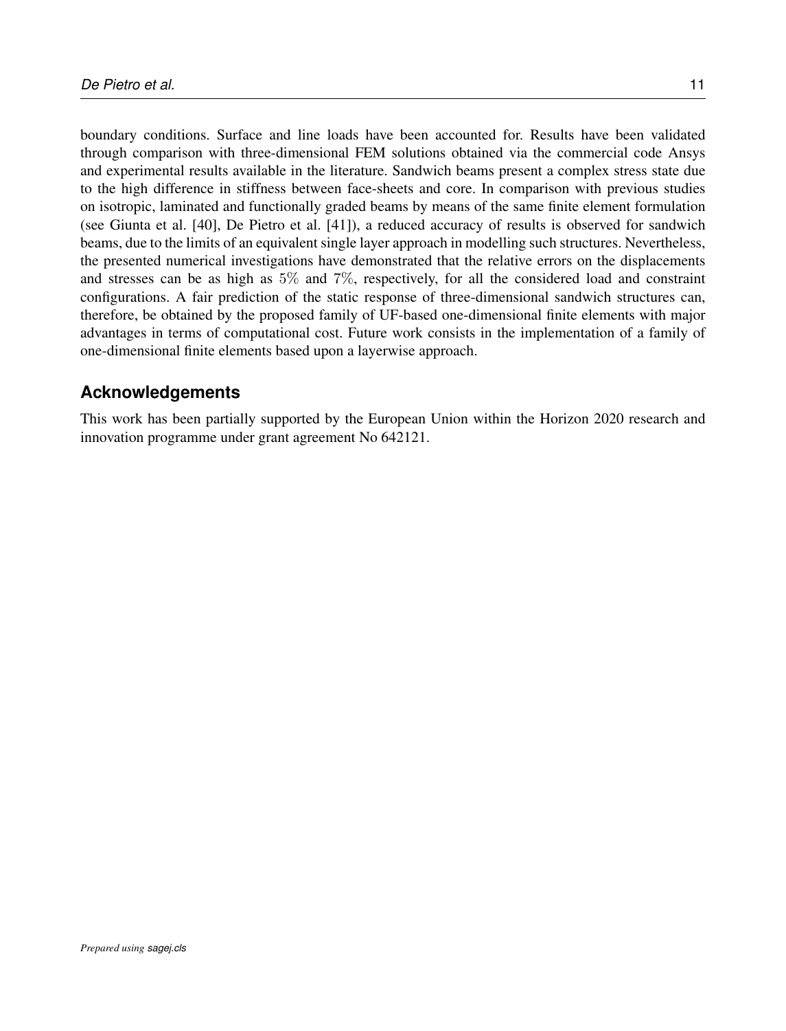boundary conditions. Surface and line loads have been accounted for. Results have been validated through comparison with three-dimensional FEM solutions obtained via the commercial code Ansys and experimental results available in the literature. Sandwich beams present a complex stress state due to the high difference in stiffness between face-sheets and core. In comparison with previous studies on isotropic, laminated and functionally graded beams by means of the same finite element formulation (see Giunta et al. [40], De Pietro et al. [41]), a reduced accuracy of results is observed for sandwich beams, due to the limits of an equivalent single layer approach in modelling such structures. Nevertheless, the presented numerical investigations have demonstrated that the relative errors on the displacements and stresses can be as high as $5\%$ and $7\%$, respectively, for all the considered load and constraint configurations. A fair prediction of the static response of three-dimensional sandwich structures can, therefore, be obtained by the proposed family of UF-based one-dimensional finite elements with major advantages in terms of computational cost. Future work consists in the implementation of a family of one-dimensional finite elements based upon a layerwise approach.

## Acknowledgements

This work has been partially supported by the European Union within the Horizon 2020 research and innovation programme under grant agreement No 642121.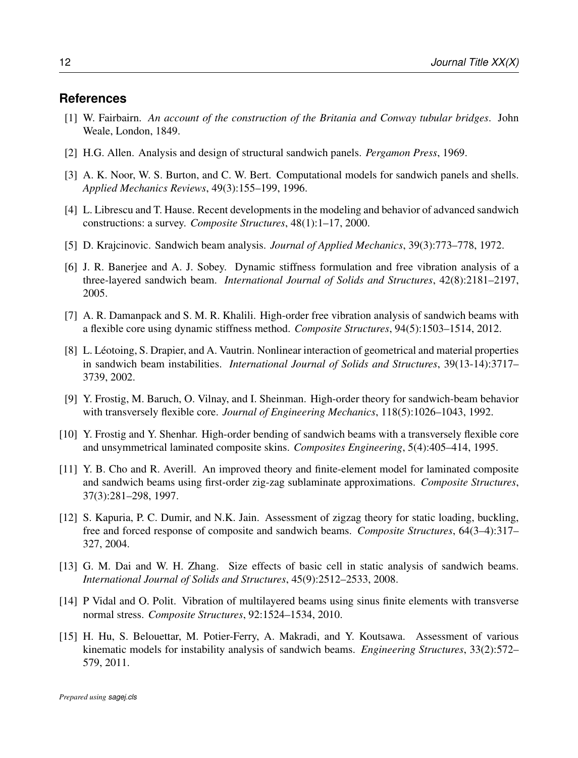## References

[1] W. Fairbairn. *An account of the construction of the Britania and Conway tubular bridges*. John Weale, London, 1849.

[2] H.G. Allen. Analysis and design of structural sandwich panels. *Pergamon Press*, 1969.

[3] A. K. Noor, W. S. Burton, and C. W. Bert. Computational models for sandwich panels and shells. *Applied Mechanics Reviews*, 49(3):155–199, 1996.

[4] L. Librescu and T. Hause. Recent developments in the modeling and behavior of advanced sandwich constructions: a survey. *Composite Structures*, 48(1):1–17, 2000.

[5] D. Krajcinovic. Sandwich beam analysis. *Journal of Applied Mechanics*, 39(3):773–778, 1972.

[6] J. R. Banerjee and A. J. Sobey. Dynamic stiffness formulation and free vibration analysis of a three-layered sandwich beam. *International Journal of Solids and Structures*, 42(8):2181–2197, 2005.

[7] A. R. Damanpack and S. M. R. Khalili. High-order free vibration analysis of sandwich beams with a flexible core using dynamic stiffness method. *Composite Structures*, 94(5):1503–1514, 2012.

[8] L. Léotoing, S. Drapier, and A. Vautrin. Nonlinear interaction of geometrical and material properties in sandwich beam instabilities. *International Journal of Solids and Structures*, 39(13-14):3717–3739, 2002.

[9] Y. Frostig, M. Baruch, O. Vilnay, and I. Sheinman. High-order theory for sandwich-beam behavior with transversely flexible core. *Journal of Engineering Mechanics*, 118(5):1026–1043, 1992.

[10] Y. Frostig and Y. Shenhar. High-order bending of sandwich beams with a transversely flexible core and unsymmetrical laminated composite skins. *Composites Engineering*, 5(4):405–414, 1995.

[11] Y. B. Cho and R. Averill. An improved theory and finite-element model for laminated composite and sandwich beams using first-order zig-zag sublaminate approximations. *Composite Structures*, 37(3):281–298, 1997.

[12] S. Kapuria, P. C. Dumir, and N.K. Jain. Assessment of zigzag theory for static loading, buckling, free and forced response of composite and sandwich beams. *Composite Structures*, 64(3–4):317–327, 2004.

[13] G. M. Dai and W. H. Zhang. Size effects of basic cell in static analysis of sandwich beams. *International Journal of Solids and Structures*, 45(9):2512–2533, 2008.

[14] P Vidal and O. Polit. Vibration of multilayered beams using sinus finite elements with transverse normal stress. *Composite Structures*, 92:1524–1534, 2010.

[15] H. Hu, S. Belouettar, M. Potier-Ferry, A. Makradi, and Y. Koutsawa. Assessment of various kinematic models for instability analysis of sandwich beams. *Engineering Structures*, 33(2):572–579, 2011.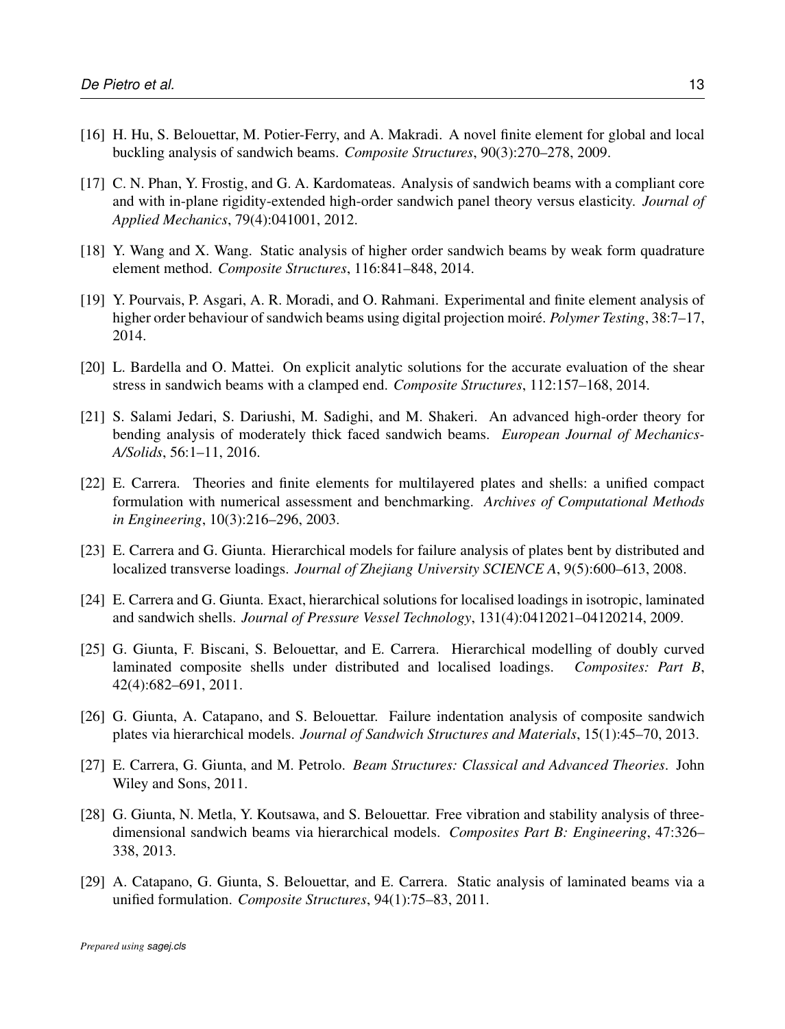[16] H. Hu, S. Belouettar, M. Potier-Ferry, and A. Makradi. A novel finite element for global and local buckling analysis of sandwich beams. *Composite Structures*, 90(3):270–278, 2009.

[17] C. N. Phan, Y. Frostig, and G. A. Kardomateas. Analysis of sandwich beams with a compliant core and with in-plane rigidity-extended high-order sandwich panel theory versus elasticity. *Journal of Applied Mechanics*, 79(4):041001, 2012.

[18] Y. Wang and X. Wang. Static analysis of higher order sandwich beams by weak form quadrature element method. *Composite Structures*, 116:841–848, 2014.

[19] Y. Pourvais, P. Asgari, A. R. Moradi, and O. Rahmani. Experimental and finite element analysis of higher order behaviour of sandwich beams using digital projection moiré. *Polymer Testing*, 38:7–17, 2014.

[20] L. Bardella and O. Mattei. On explicit analytic solutions for the accurate evaluation of the shear stress in sandwich beams with a clamped end. *Composite Structures*, 112:157–168, 2014.

[21] S. Salami Jedari, S. Dariushi, M. Sadighi, and M. Shakeri. An advanced high-order theory for bending analysis of moderately thick faced sandwich beams. *European Journal of Mechanics-A/Solids*, 56:1–11, 2016.

[22] E. Carrera. Theories and finite elements for multilayered plates and shells: a unified compact formulation with numerical assessment and benchmarking. *Archives of Computational Methods in Engineering*, 10(3):216–296, 2003.

[23] E. Carrera and G. Giunta. Hierarchical models for failure analysis of plates bent by distributed and localized transverse loadings. *Journal of Zhejiang University SCIENCE A*, 9(5):600–613, 2008.

[24] E. Carrera and G. Giunta. Exact, hierarchical solutions for localised loadings in isotropic, laminated and sandwich shells. *Journal of Pressure Vessel Technology*, 131(4):0412021–04120214, 2009.

[25] G. Giunta, F. Biscani, S. Belouettar, and E. Carrera. Hierarchical modelling of doubly curved laminated composite shells under distributed and localised loadings. *Composites: Part B*, 42(4):682–691, 2011.

[26] G. Giunta, A. Catapano, and S. Belouettar. Failure indentation analysis of composite sandwich plates via hierarchical models. *Journal of Sandwich Structures and Materials*, 15(1):45–70, 2013.

[27] E. Carrera, G. Giunta, and M. Petrolo. *Beam Structures: Classical and Advanced Theories*. John Wiley and Sons, 2011.

[28] G. Giunta, N. Metla, Y. Koutsawa, and S. Belouettar. Free vibration and stability analysis of three-dimensional sandwich beams via hierarchical models. *Composites Part B: Engineering*, 47:326–338, 2013.

[29] A. Catapano, G. Giunta, S. Belouettar, and E. Carrera. Static analysis of laminated beams via a unified formulation. *Composite Structures*, 94(1):75–83, 2011.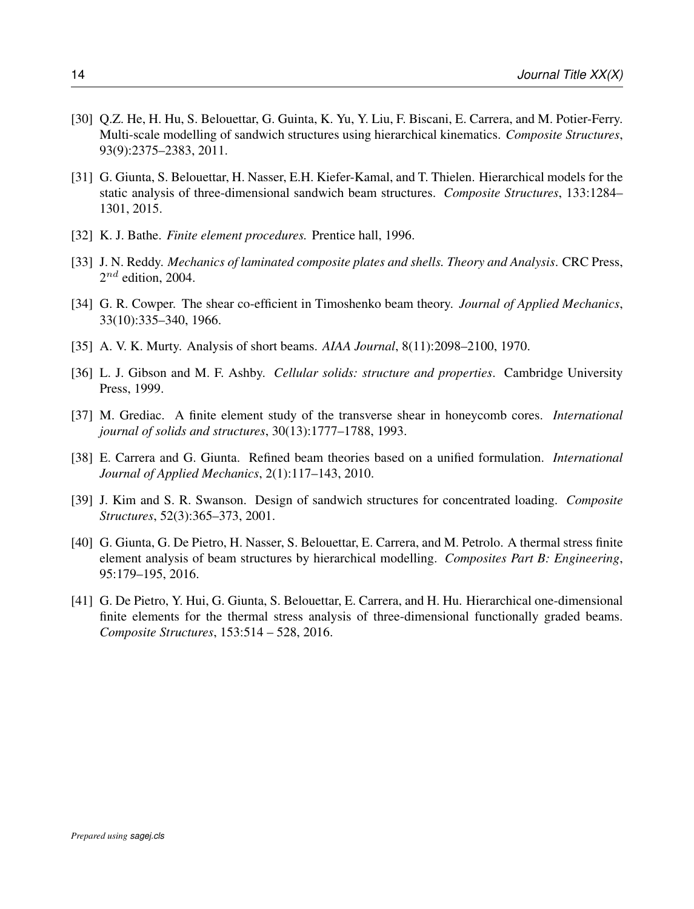[30] Q.Z. He, H. Hu, S. Belouettar, G. Guinta, K. Yu, Y. Liu, F. Biscani, E. Carrera, and M. Potier-Ferry. Multi-scale modelling of sandwich structures using hierarchical kinematics. *Composite Structures*, 93(9):2375–2383, 2011.

[31] G. Giunta, S. Belouettar, H. Nasser, E.H. Kiefer-Kamal, and T. Thielen. Hierarchical models for the static analysis of three-dimensional sandwich beam structures. *Composite Structures*, 133:1284–1301, 2015.

[32] K. J. Bathe. *Finite element procedures.* Prentice hall, 1996.

[33] J. N. Reddy. *Mechanics of laminated composite plates and shells. Theory and Analysis*. CRC Press, $2^{nd}$ edition, 2004.

[34] G. R. Cowper. The shear co-efficient in Timoshenko beam theory. *Journal of Applied Mechanics*, 33(10):335–340, 1966.

[35] A. V. K. Murty. Analysis of short beams. *AIAA Journal*, 8(11):2098–2100, 1970.

[36] L. J. Gibson and M. F. Ashby. *Cellular solids: structure and properties*. Cambridge University Press, 1999.

[37] M. Grediac. A finite element study of the transverse shear in honeycomb cores. *International journal of solids and structures*, 30(13):1777–1788, 1993.

[38] E. Carrera and G. Giunta. Refined beam theories based on a unified formulation. *International Journal of Applied Mechanics*, 2(1):117–143, 2010.

[39] J. Kim and S. R. Swanson. Design of sandwich structures for concentrated loading. *Composite Structures*, 52(3):365–373, 2001.

[40] G. Giunta, G. De Pietro, H. Nasser, S. Belouettar, E. Carrera, and M. Petrolo. A thermal stress finite element analysis of beam structures by hierarchical modelling. *Composites Part B: Engineering*, 95:179–195, 2016.

[41] G. De Pietro, Y. Hui, G. Giunta, S. Belouettar, E. Carrera, and H. Hu. Hierarchical one-dimensional finite elements for the thermal stress analysis of three-dimensional functionally graded beams. *Composite Structures*, 153:514 – 528, 2016.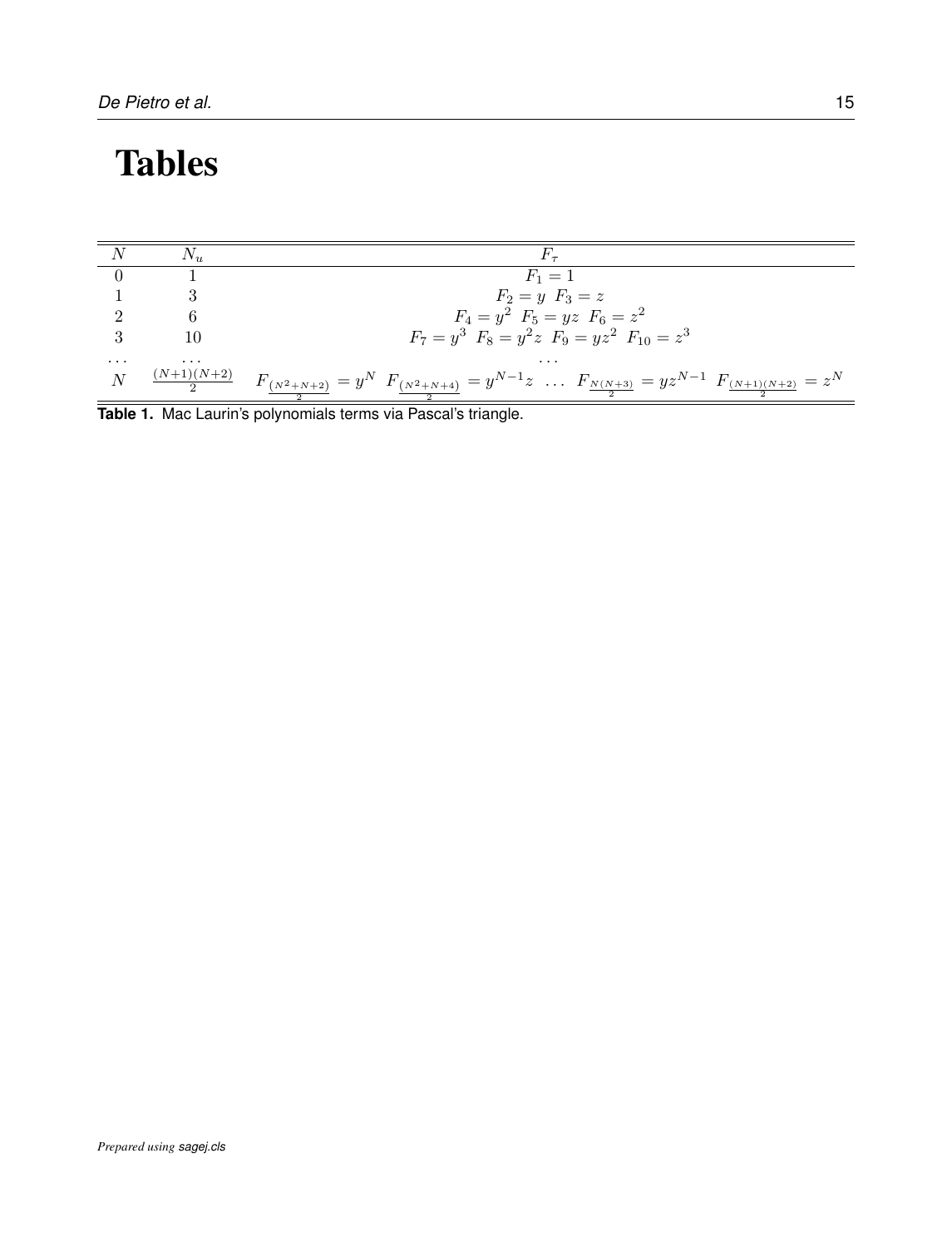# Tables

| $N$ | $N_u$ | $F_\tau$ |
|---|---|---|
| 0 | 1 | $F_1 = 1$ |
| 1 | 3 | $F_2 = y \;\; F_3 = z$ |
| 2 | 6 | $F_4 = y^2 \;\; F_5 = yz \;\; F_6 = z^2$ |
| 3 | 10 | $F_7 = y^3 \;\; F_8 = y^2 z \;\; F_9 = yz^2 \;\; F_{10} = z^3$ |
| ... | ... | ... |
| $N$ | $\frac{(N+1)(N+2)}{2}$ | $F_{\frac{(N^2+N+2)}{2}} = y^N \;\; F_{\frac{(N^2+N+4)}{2}} = y^{N-1}z \;\; \ldots \;\; F_{\frac{N(N+3)}{2}} = yz^{N-1} \;\; F_{\frac{(N+1)(N+2)}{2}} = z^N$ |

**Table 1.** Mac Laurin's polynomials terms via Pascal's triangle.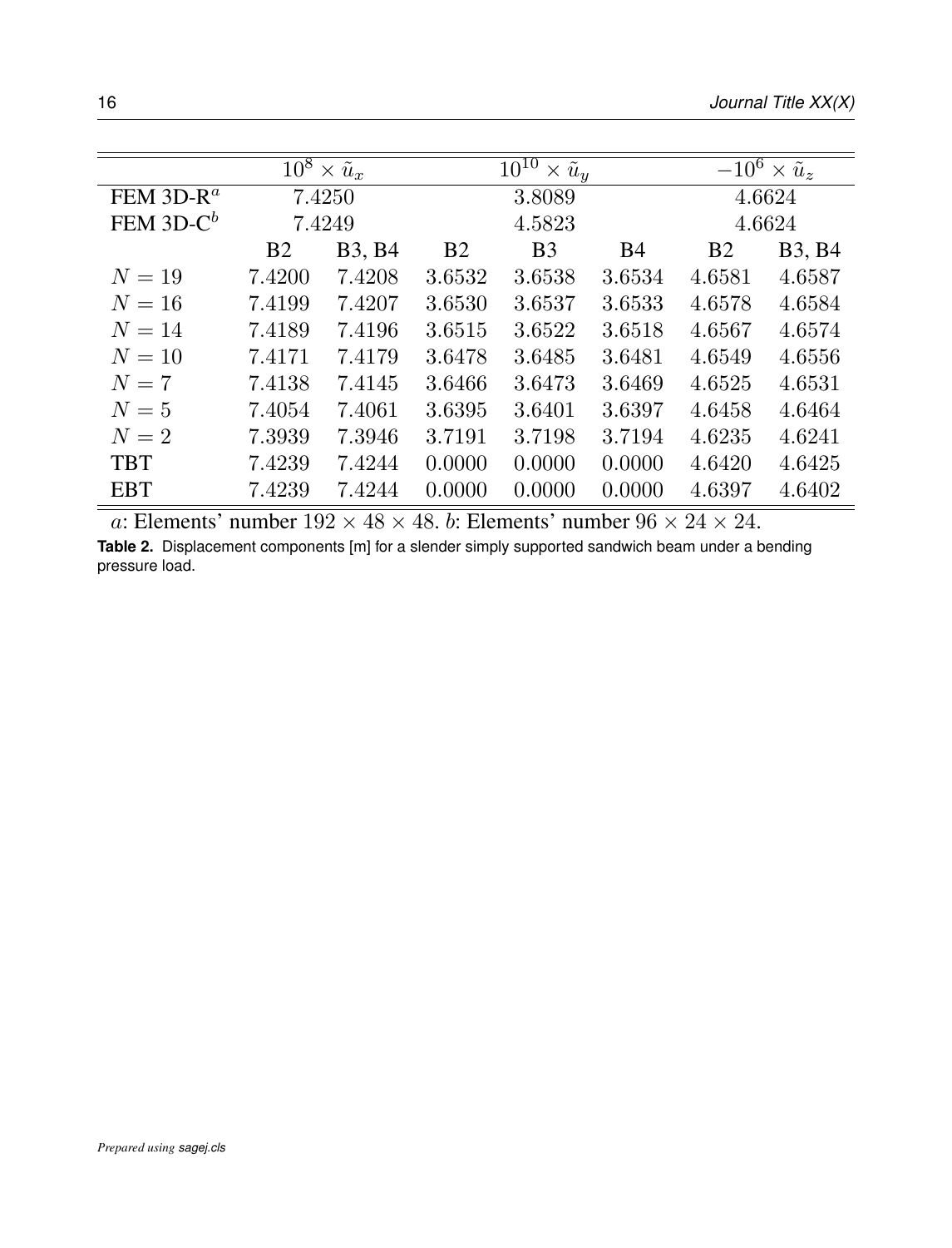| | $10^8 \times \tilde{u}_x$ | | $10^{10} \times \tilde{u}_y$ | | | $-10^6 \times \tilde{u}_z$ | |
|---|---|---|---|---|---|---|---|
| FEM 3D-R[a] | 7.4250 | | 3.8089 | | | 4.6624 | |
| FEM 3D-C[b] | 7.4249 | | 4.5823 | | | 4.6624 | |
| | B2 | B3, B4 | B2 | B3 | B4 | B2 | B3, B4 |
| $N = 19$ | 7.4200 | 7.4208 | 3.6532 | 3.6538 | 3.6534 | 4.6581 | 4.6587 |
| $N = 16$ | 7.4199 | 7.4207 | 3.6530 | 3.6537 | 3.6533 | 4.6578 | 4.6584 |
| $N = 14$ | 7.4189 | 7.4196 | 3.6515 | 3.6522 | 3.6518 | 4.6567 | 4.6574 |
| $N = 10$ | 7.4171 | 7.4179 | 3.6478 | 3.6485 | 3.6481 | 4.6549 | 4.6556 |
| $N = 7$ | 7.4138 | 7.4145 | 3.6466 | 3.6473 | 3.6469 | 4.6525 | 4.6531 |
| $N = 5$ | 7.4054 | 7.4061 | 3.6395 | 3.6401 | 3.6397 | 4.6458 | 4.6464 |
| $N = 2$ | 7.3939 | 7.3946 | 3.7191 | 3.7198 | 3.7194 | 4.6235 | 4.6241 |
| TBT | 7.4239 | 7.4244 | 0.0000 | 0.0000 | 0.0000 | 4.6420 | 4.6425 |
| EBT | 7.4239 | 7.4244 | 0.0000 | 0.0000 | 0.0000 | 4.6397 | 4.6402 |

$a$: Elements' number $192 \times 48 \times 48$. $b$: Elements' number $96 \times 24 \times 24$.

**Table 2.** Displacement components [m] for a slender simply supported sandwich beam under a bending pressure load.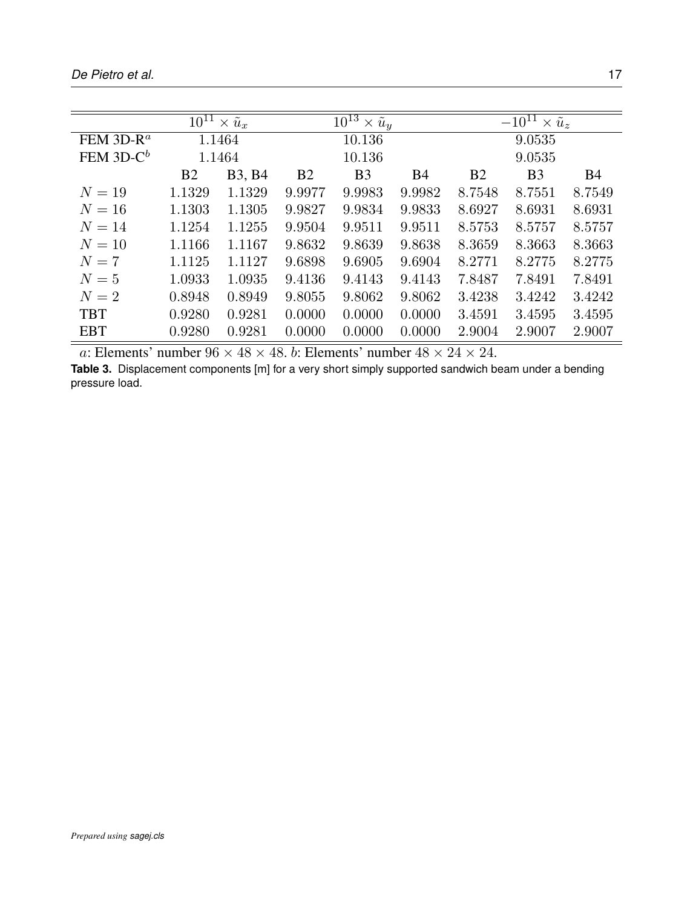| | $10^{11} \times \tilde{u}_x$ | | $10^{13} \times \tilde{u}_y$ | | | $-10^{11} \times \tilde{u}_z$ | | |
|---|---|---|---|---|---|---|---|---|
| FEM 3D-R[a] | 1.1464 | | 10.136 | | | 9.0535 | | |
| FEM 3D-C[b] | 1.1464 | | 10.136 | | | 9.0535 | | |
| | B2 | B3, B4 | B2 | B3 | B4 | B2 | B3 | B4 |
| $N = 19$ | 1.1329 | 1.1329 | 9.9977 | 9.9983 | 9.9982 | 8.7548 | 8.7551 | 8.7549 |
| $N = 16$ | 1.1303 | 1.1305 | 9.9827 | 9.9834 | 9.9833 | 8.6927 | 8.6931 | 8.6931 |
| $N = 14$ | 1.1254 | 1.1255 | 9.9504 | 9.9511 | 9.9511 | 8.5753 | 8.5757 | 8.5757 |
| $N = 10$ | 1.1166 | 1.1167 | 9.8632 | 9.8639 | 9.8638 | 8.3659 | 8.3663 | 8.3663 |
| $N = 7$ | 1.1125 | 1.1127 | 9.6898 | 9.6905 | 9.6904 | 8.2771 | 8.2775 | 8.2775 |
| $N = 5$ | 1.0933 | 1.0935 | 9.4136 | 9.4143 | 9.4143 | 7.8487 | 7.8491 | 7.8491 |
| $N = 2$ | 0.8948 | 0.8949 | 9.8055 | 9.8062 | 9.8062 | 3.4238 | 3.4242 | 3.4242 |
| TBT | 0.9280 | 0.9281 | 0.0000 | 0.0000 | 0.0000 | 3.4591 | 3.4595 | 3.4595 |
| EBT | 0.9280 | 0.9281 | 0.0000 | 0.0000 | 0.0000 | 2.9004 | 2.9007 | 2.9007 |

$a$: Elements' number $96 \times 48 \times 48$. $b$: Elements' number $48 \times 24 \times 24$.

**Table 3.** Displacement components [m] for a very short simply supported sandwich beam under a bending pressure load.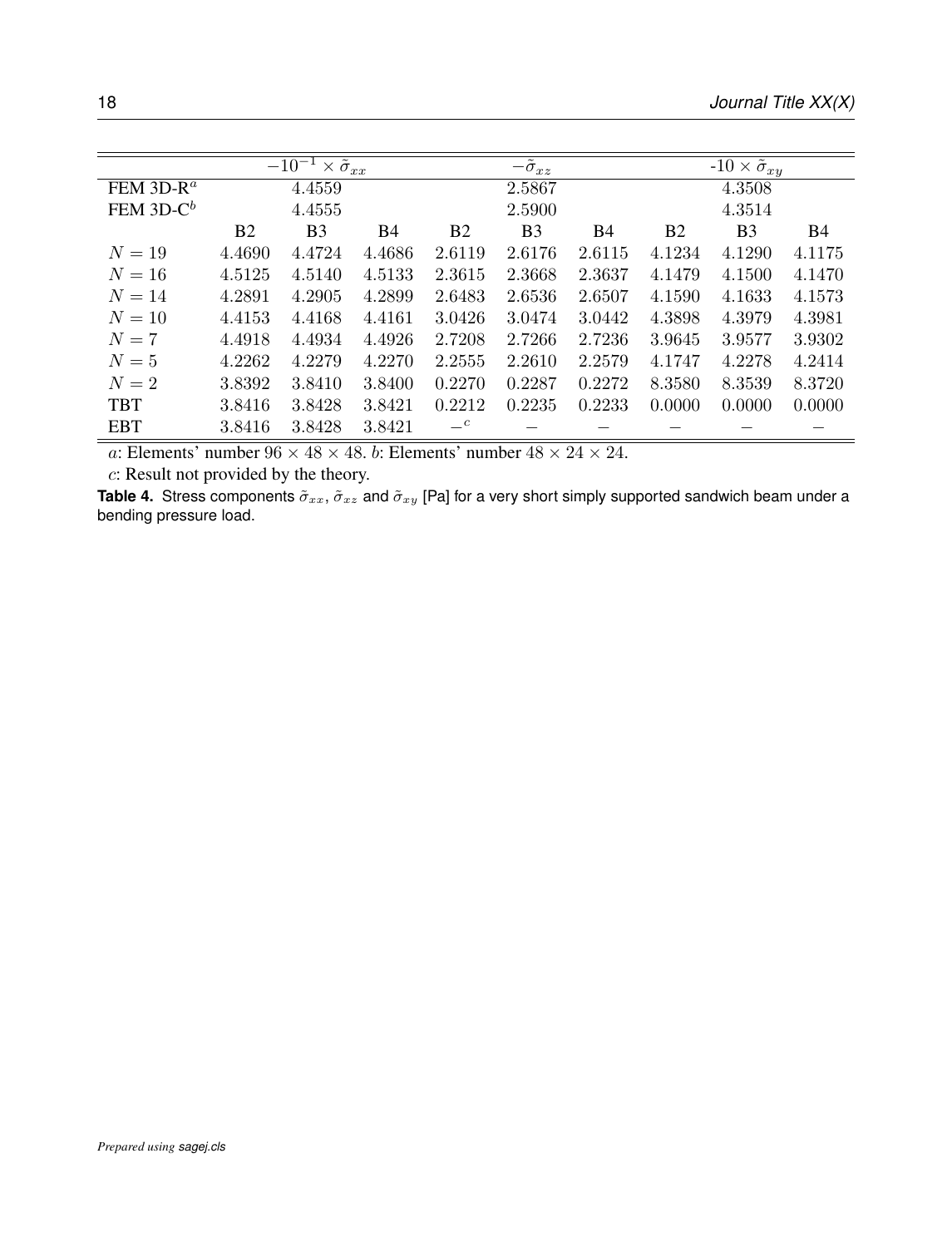| | $-10^{-1} \times \tilde{\sigma}_{xx}$ | | | $-\tilde{\sigma}_{xz}$ | | | -10 $\times \tilde{\sigma}_{xy}$ | | |
|---|---|---|---|---|---|---|---|---|---|
| FEM 3D-R[a] | | 4.4559 | | | 2.5867 | | | 4.3508 | |
| FEM 3D-C[b] | | 4.4555 | | | 2.5900 | | | 4.3514 | |
| | B2 | B3 | B4 | B2 | B3 | B4 | B2 | B3 | B4 |
| $N = 19$ | 4.4690 | 4.4724 | 4.4686 | 2.6119 | 2.6176 | 2.6115 | 4.1234 | 4.1290 | 4.1175 |
| $N = 16$ | 4.5125 | 4.5140 | 4.5133 | 2.3615 | 2.3668 | 2.3637 | 4.1479 | 4.1500 | 4.1470 |
| $N = 14$ | 4.2891 | 4.2905 | 4.2899 | 2.6483 | 2.6536 | 2.6507 | 4.1590 | 4.1633 | 4.1573 |
| $N = 10$ | 4.4153 | 4.4168 | 4.4161 | 3.0426 | 3.0474 | 3.0442 | 4.3898 | 4.3979 | 4.3981 |
| $N = 7$ | 4.4918 | 4.4934 | 4.4926 | 2.7208 | 2.7266 | 2.7236 | 3.9645 | 3.9577 | 3.9302 |
| $N = 5$ | 4.2262 | 4.2279 | 4.2270 | 2.2555 | 2.2610 | 2.2579 | 4.1747 | 4.2278 | 4.2414 |
| $N = 2$ | 3.8392 | 3.8410 | 3.8400 | 0.2270 | 0.2287 | 0.2272 | 8.3580 | 8.3539 | 8.3720 |
| TBT | 3.8416 | 3.8428 | 3.8421 | 0.2212 | 0.2235 | 0.2233 | 0.0000 | 0.0000 | 0.0000 |
| EBT | 3.8416 | 3.8428 | 3.8421 | –[c] | – | – | – | – | – |

$a$: Elements' number $96 \times 48 \times 48$. $b$: Elements' number $48 \times 24 \times 24$.

$c$: Result not provided by the theory.

**Table 4.** Stress components $\tilde{\sigma}_{xx}$, $\tilde{\sigma}_{xz}$ and $\tilde{\sigma}_{xy}$ [Pa] for a very short simply supported sandwich beam under a bending pressure load.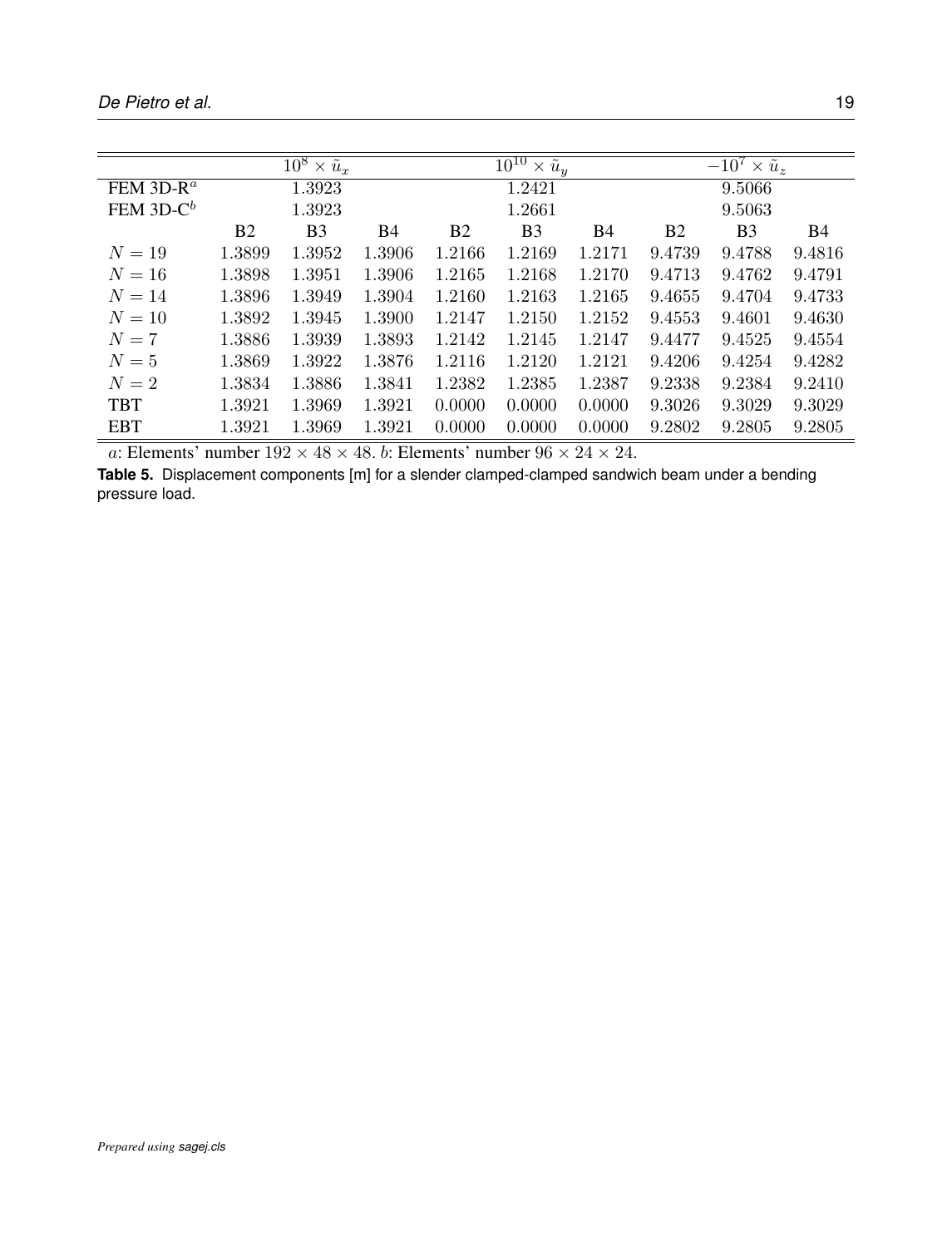| | $10^8 \times \tilde{u}_x$ | | | $10^{10} \times \tilde{u}_y$ | | | $-10^7 \times \tilde{u}_z$ | | |
|---|---|---|---|---|---|---|---|---|---|
| FEM 3D-R[a] | | 1.3923 | | | 1.2421 | | | 9.5066 | |
| FEM 3D-C[b] | | 1.3923 | | | 1.2661 | | | 9.5063 | |
| | B2 | B3 | B4 | B2 | B3 | B4 | B2 | B3 | B4 |
| $N = 19$ | 1.3899 | 1.3952 | 1.3906 | 1.2166 | 1.2169 | 1.2171 | 9.4739 | 9.4788 | 9.4816 |
| $N = 16$ | 1.3898 | 1.3951 | 1.3906 | 1.2165 | 1.2168 | 1.2170 | 9.4713 | 9.4762 | 9.4791 |
| $N = 14$ | 1.3896 | 1.3949 | 1.3904 | 1.2160 | 1.2163 | 1.2165 | 9.4655 | 9.4704 | 9.4733 |
| $N = 10$ | 1.3892 | 1.3945 | 1.3900 | 1.2147 | 1.2150 | 1.2152 | 9.4553 | 9.4601 | 9.4630 |
| $N = 7$ | 1.3886 | 1.3939 | 1.3893 | 1.2142 | 1.2145 | 1.2147 | 9.4477 | 9.4525 | 9.4554 |
| $N = 5$ | 1.3869 | 1.3922 | 1.3876 | 1.2116 | 1.2120 | 1.2121 | 9.4206 | 9.4254 | 9.4282 |
| $N = 2$ | 1.3834 | 1.3886 | 1.3841 | 1.2382 | 1.2385 | 1.2387 | 9.2338 | 9.2384 | 9.2410 |
| TBT | 1.3921 | 1.3969 | 1.3921 | 0.0000 | 0.0000 | 0.0000 | 9.3026 | 9.3029 | 9.3029 |
| EBT | 1.3921 | 1.3969 | 1.3921 | 0.0000 | 0.0000 | 0.0000 | 9.2802 | 9.2805 | 9.2805 |

$a$: Elements' number $192 \times 48 \times 48$. $b$: Elements' number $96 \times 24 \times 24$.

**Table 5.** Displacement components [m] for a slender clamped-clamped sandwich beam under a bending pressure load.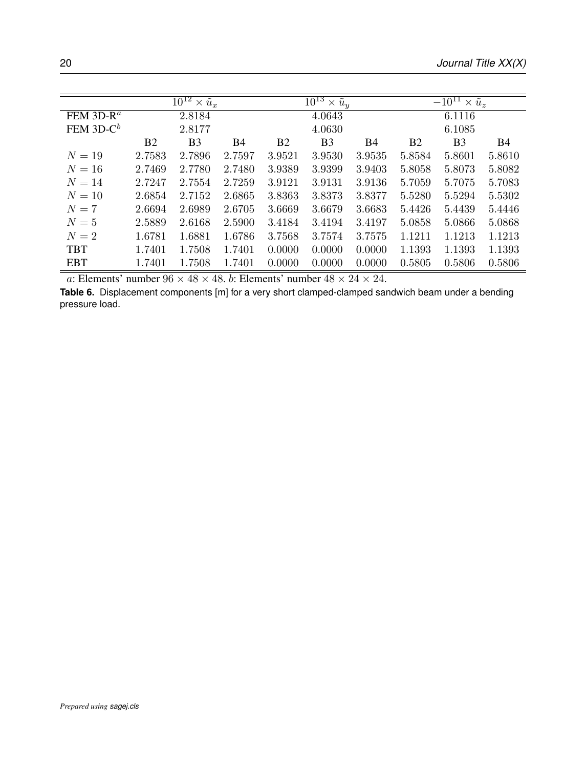| | $10^{12} \times \tilde{u}_x$ | | | $10^{13} \times \tilde{u}_y$ | | | $-10^{11} \times \tilde{u}_z$ | | |
|---|---|---|---|---|---|---|---|---|---|
| FEM 3D-R[a] | | 2.8184 | | | 4.0643 | | | 6.1116 | |
| FEM 3D-C[b] | | 2.8177 | | | 4.0630 | | | 6.1085 | |
| | B2 | B3 | B4 | B2 | B3 | B4 | B2 | B3 | B4 |
| $N = 19$ | 2.7583 | 2.7896 | 2.7597 | 3.9521 | 3.9530 | 3.9535 | 5.8584 | 5.8601 | 5.8610 |
| $N = 16$ | 2.7469 | 2.7780 | 2.7480 | 3.9389 | 3.9399 | 3.9403 | 5.8058 | 5.8073 | 5.8082 |
| $N = 14$ | 2.7247 | 2.7554 | 2.7259 | 3.9121 | 3.9131 | 3.9136 | 5.7059 | 5.7075 | 5.7083 |
| $N = 10$ | 2.6854 | 2.7152 | 2.6865 | 3.8363 | 3.8373 | 3.8377 | 5.5280 | 5.5294 | 5.5302 |
| $N = 7$ | 2.6694 | 2.6989 | 2.6705 | 3.6669 | 3.6679 | 3.6683 | 5.4426 | 5.4439 | 5.4446 |
| $N = 5$ | 2.5889 | 2.6168 | 2.5900 | 3.4184 | 3.4194 | 3.4197 | 5.0858 | 5.0866 | 5.0868 |
| $N = 2$ | 1.6781 | 1.6881 | 1.6786 | 3.7568 | 3.7574 | 3.7575 | 1.1211 | 1.1213 | 1.1213 |
| TBT | 1.7401 | 1.7508 | 1.7401 | 0.0000 | 0.0000 | 0.0000 | 1.1393 | 1.1393 | 1.1393 |
| EBT | 1.7401 | 1.7508 | 1.7401 | 0.0000 | 0.0000 | 0.0000 | 0.5805 | 0.5806 | 0.5806 |

$a$: Elements' number $96 \times 48 \times 48$. $b$: Elements' number $48 \times 24 \times 24$.

**Table 6.** Displacement components [m] for a very short clamped-clamped sandwich beam under a bending pressure load.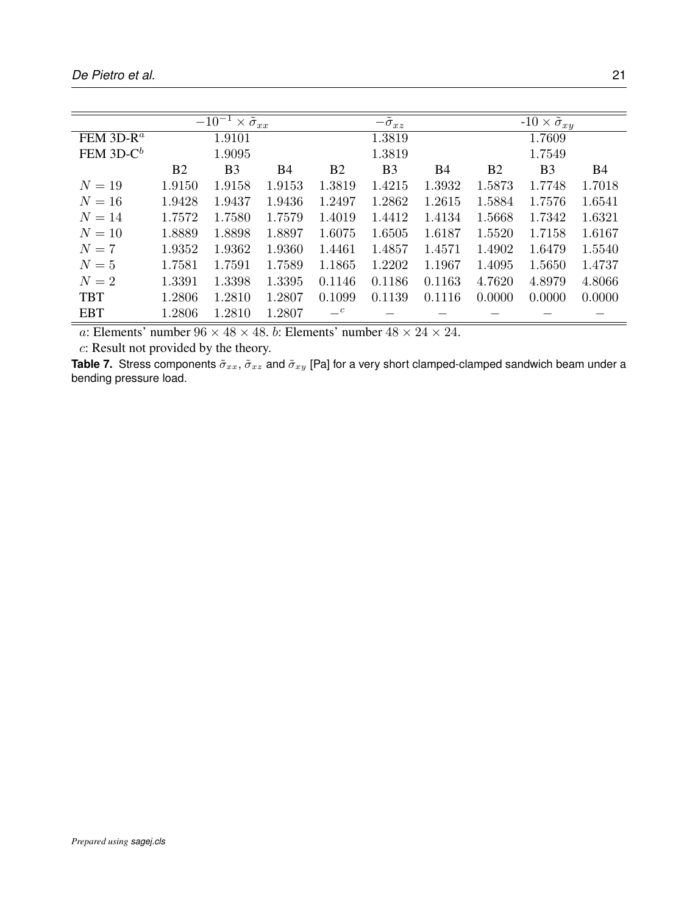| | $-10^{-1} \times \tilde{\sigma}_{xx}$ | | | $-\tilde{\sigma}_{xz}$ | | | -10 $\times \tilde{\sigma}_{xy}$ | | |
|---|---|---|---|---|---|---|---|---|---|
| FEM 3D-R[a] | | 1.9101 | | | 1.3819 | | | 1.7609 | |
| FEM 3D-C[b] | | 1.9095 | | | 1.3819 | | | 1.7549 | |
| | B2 | B3 | B4 | B2 | B3 | B4 | B2 | B3 | B4 |
| $N = 19$ | 1.9150 | 1.9158 | 1.9153 | 1.3819 | 1.4215 | 1.3932 | 1.5873 | 1.7748 | 1.7018 |
| $N = 16$ | 1.9428 | 1.9437 | 1.9436 | 1.2497 | 1.2862 | 1.2615 | 1.5884 | 1.7576 | 1.6541 |
| $N = 14$ | 1.7572 | 1.7580 | 1.7579 | 1.4019 | 1.4412 | 1.4134 | 1.5668 | 1.7342 | 1.6321 |
| $N = 10$ | 1.8889 | 1.8898 | 1.8897 | 1.6075 | 1.6505 | 1.6187 | 1.5520 | 1.7158 | 1.6167 |
| $N = 7$ | 1.9352 | 1.9362 | 1.9360 | 1.4461 | 1.4857 | 1.4571 | 1.4902 | 1.6479 | 1.5540 |
| $N = 5$ | 1.7581 | 1.7591 | 1.7589 | 1.1865 | 1.2202 | 1.1967 | 1.4095 | 1.5650 | 1.4737 |
| $N = 2$ | 1.3391 | 1.3398 | 1.3395 | 0.1146 | 0.1186 | 0.1163 | 4.7620 | 4.8979 | 4.8066 |
| TBT | 1.2806 | 1.2810 | 1.2807 | 0.1099 | 0.1139 | 0.1116 | 0.0000 | 0.0000 | 0.0000 |
| EBT | 1.2806 | 1.2810 | 1.2807 | –[c] | – | – | – | – | – |

$a$: Elements' number $96 \times 48 \times 48$. $b$: Elements' number $48 \times 24 \times 24$.

$c$: Result not provided by the theory.

**Table 7.** Stress components $\tilde{\sigma}_{xx}$, $\tilde{\sigma}_{xz}$ and $\tilde{\sigma}_{xy}$ [Pa] for a very short clamped-clamped sandwich beam under a bending pressure load.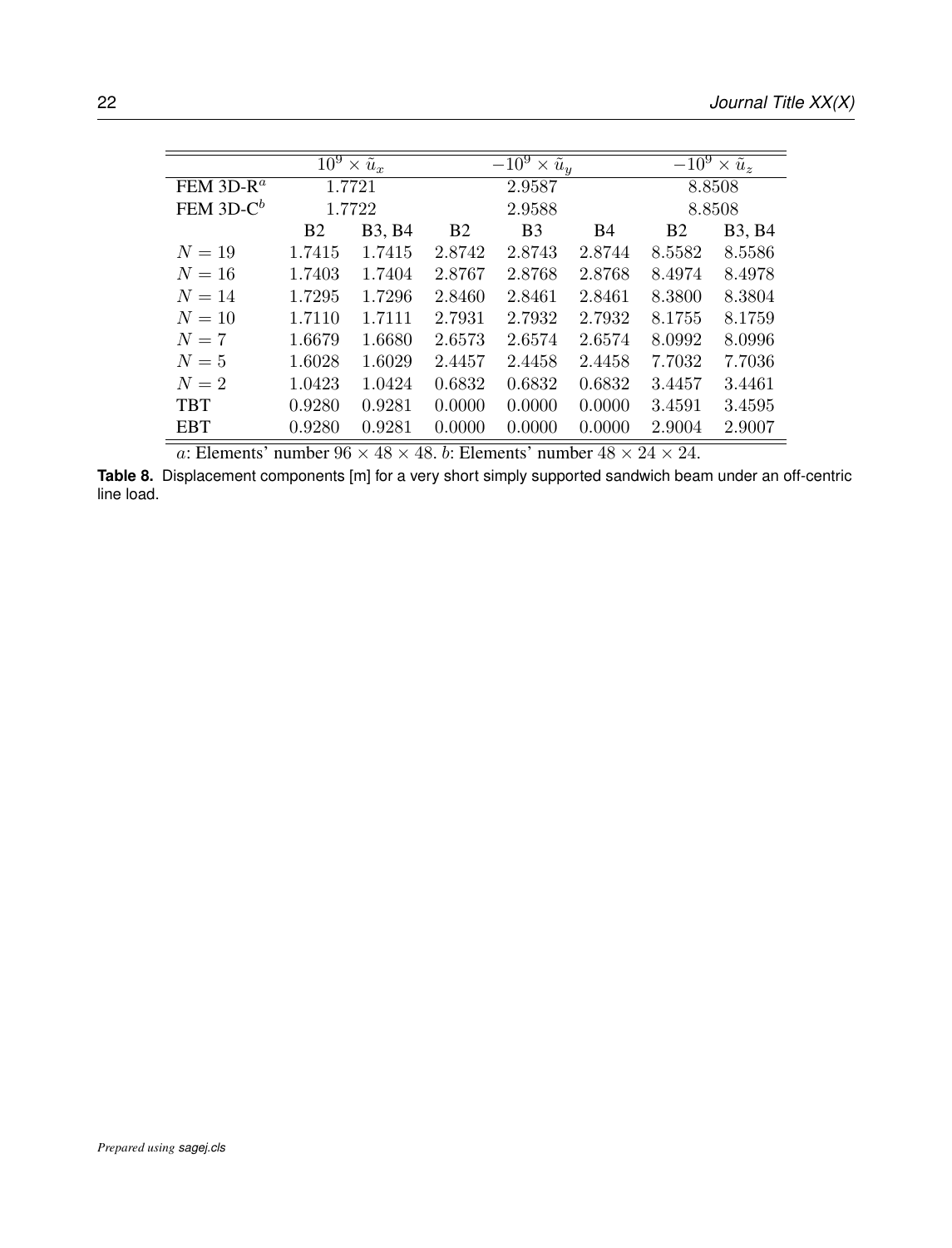| | $10^9 \times \tilde{u}_x$ | | $-10^9 \times \tilde{u}_y$ | | | $-10^9 \times \tilde{u}_z$ | |
|---|---|---|---|---|---|---|---|
| FEM 3D-R[a] | 1.7721 | | 2.9587 | | | 8.8508 | |
| FEM 3D-C[b] | 1.7722 | | 2.9588 | | | 8.8508 | |
| | B2 | B3, B4 | B2 | B3 | B4 | B2 | B3, B4 |
| $N = 19$ | 1.7415 | 1.7415 | 2.8742 | 2.8743 | 2.8744 | 8.5582 | 8.5586 |
| $N = 16$ | 1.7403 | 1.7404 | 2.8767 | 2.8768 | 2.8768 | 8.4974 | 8.4978 |
| $N = 14$ | 1.7295 | 1.7296 | 2.8460 | 2.8461 | 2.8461 | 8.3800 | 8.3804 |
| $N = 10$ | 1.7110 | 1.7111 | 2.7931 | 2.7932 | 2.7932 | 8.1755 | 8.1759 |
| $N = 7$ | 1.6679 | 1.6680 | 2.6573 | 2.6574 | 2.6574 | 8.0992 | 8.0996 |
| $N = 5$ | 1.6028 | 1.6029 | 2.4457 | 2.4458 | 2.4458 | 7.7032 | 7.7036 |
| $N = 2$ | 1.0423 | 1.0424 | 0.6832 | 0.6832 | 0.6832 | 3.4457 | 3.4461 |
| TBT | 0.9280 | 0.9281 | 0.0000 | 0.0000 | 0.0000 | 3.4591 | 3.4595 |
| EBT | 0.9280 | 0.9281 | 0.0000 | 0.0000 | 0.0000 | 2.9004 | 2.9007 |

$a$: Elements' number $96 \times 48 \times 48$. $b$: Elements' number $48 \times 24 \times 24$.

**Table 8.** Displacement components [m] for a very short simply supported sandwich beam under an off-centric line load.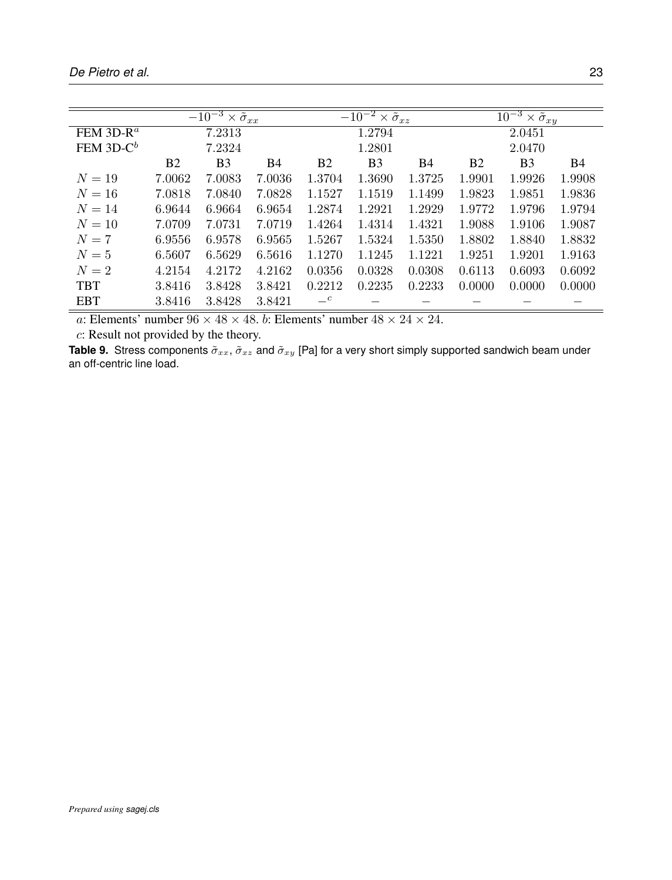| | $-10^{-3} \times \tilde{\sigma}_{xx}$ | | | $-10^{-2} \times \tilde{\sigma}_{xz}$ | | | $10^{-3} \times \tilde{\sigma}_{xy}$ | | |
|---|---|---|---|---|---|---|---|---|---|
| FEM 3D-R[a] | | 7.2313 | | | 1.2794 | | | 2.0451 | |
| FEM 3D-C[b] | | 7.2324 | | | 1.2801 | | | 2.0470 | |
| | B2 | B3 | B4 | B2 | B3 | B4 | B2 | B3 | B4 |
| $N = 19$ | 7.0062 | 7.0083 | 7.0036 | 1.3704 | 1.3690 | 1.3725 | 1.9901 | 1.9926 | 1.9908 |
| $N = 16$ | 7.0818 | 7.0840 | 7.0828 | 1.1527 | 1.1519 | 1.1499 | 1.9823 | 1.9851 | 1.9836 |
| $N = 14$ | 6.9644 | 6.9664 | 6.9654 | 1.2874 | 1.2921 | 1.2929 | 1.9772 | 1.9796 | 1.9794 |
| $N = 10$ | 7.0709 | 7.0731 | 7.0719 | 1.4264 | 1.4314 | 1.4321 | 1.9088 | 1.9106 | 1.9087 |
| $N = 7$ | 6.9556 | 6.9578 | 6.9565 | 1.5267 | 1.5324 | 1.5350 | 1.8802 | 1.8840 | 1.8832 |
| $N = 5$ | 6.5607 | 6.5629 | 6.5616 | 1.1270 | 1.1245 | 1.1221 | 1.9251 | 1.9201 | 1.9163 |
| $N = 2$ | 4.2154 | 4.2172 | 4.2162 | 0.0356 | 0.0328 | 0.0308 | 0.6113 | 0.6093 | 0.6092 |
| TBT | 3.8416 | 3.8428 | 3.8421 | 0.2212 | 0.2235 | 0.2233 | 0.0000 | 0.0000 | 0.0000 |
| EBT | 3.8416 | 3.8428 | 3.8421 | –[c] | – | – | – | – | – |

$a$: Elements' number $96 \times 48 \times 48$. $b$: Elements' number $48 \times 24 \times 24$.

$c$: Result not provided by the theory.

**Table 9.** Stress components $\tilde{\sigma}_{xx}$, $\tilde{\sigma}_{xz}$ and $\tilde{\sigma}_{xy}$ [Pa] for a very short simply supported sandwich beam under an off-centric line load.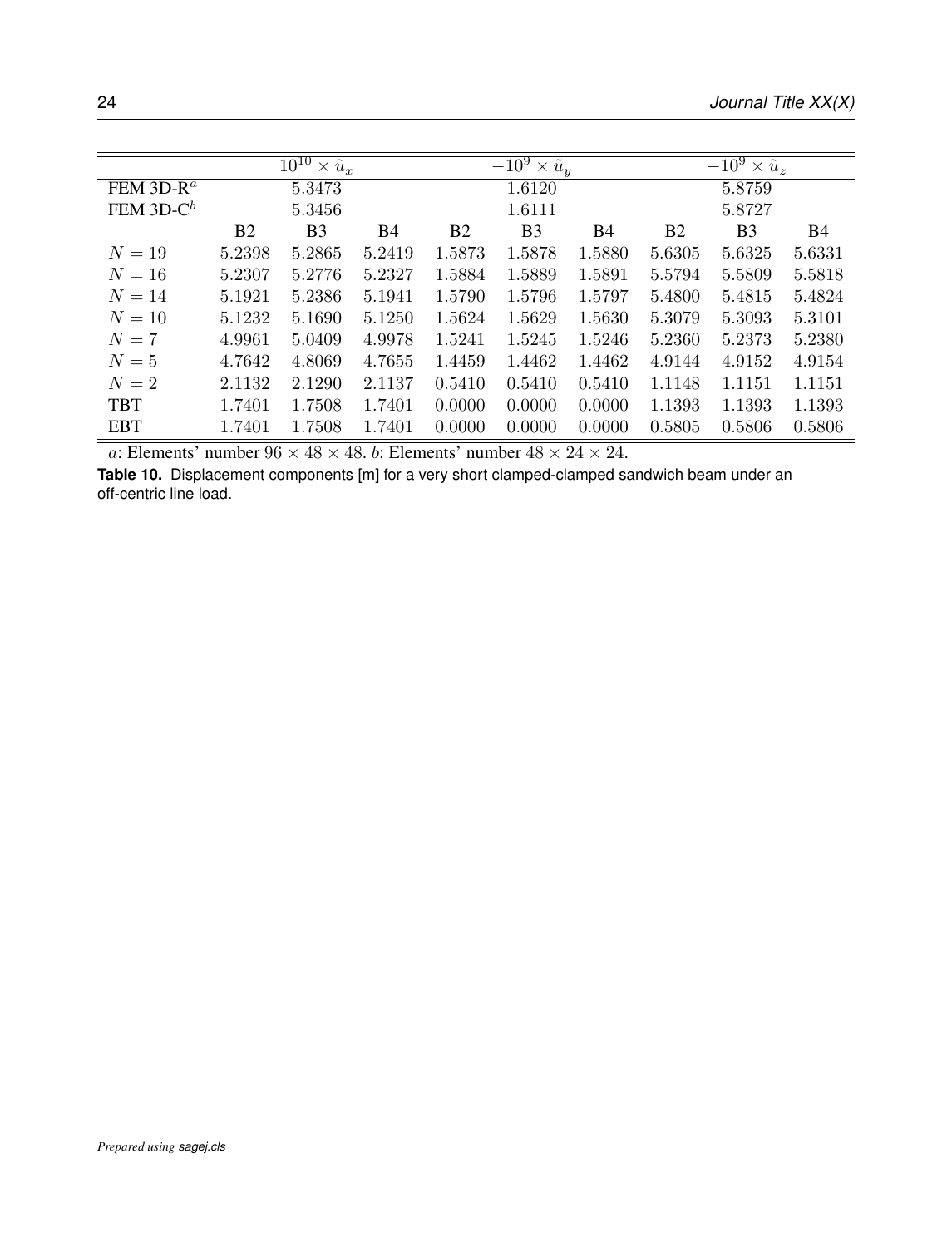| | $10^{10} \times \tilde{u}_x$ | | | $-10^9 \times \tilde{u}_y$ | | | $-10^9 \times \tilde{u}_z$ | | |
|---|---|---|---|---|---|---|---|---|---|
| FEM 3D-R[a] | | 5.3473 | | | 1.6120 | | | 5.8759 | |
| FEM 3D-C[b] | | 5.3456 | | | 1.6111 | | | 5.8727 | |
| | B2 | B3 | B4 | B2 | B3 | B4 | B2 | B3 | B4 |
| $N = 19$ | 5.2398 | 5.2865 | 5.2419 | 1.5873 | 1.5878 | 1.5880 | 5.6305 | 5.6325 | 5.6331 |
| $N = 16$ | 5.2307 | 5.2776 | 5.2327 | 1.5884 | 1.5889 | 1.5891 | 5.5794 | 5.5809 | 5.5818 |
| $N = 14$ | 5.1921 | 5.2386 | 5.1941 | 1.5790 | 1.5796 | 1.5797 | 5.4800 | 5.4815 | 5.4824 |
| $N = 10$ | 5.1232 | 5.1690 | 5.1250 | 1.5624 | 1.5629 | 1.5630 | 5.3079 | 5.3093 | 5.3101 |
| $N = 7$ | 4.9961 | 5.0409 | 4.9978 | 1.5241 | 1.5245 | 1.5246 | 5.2360 | 5.2373 | 5.2380 |
| $N = 5$ | 4.7642 | 4.8069 | 4.7655 | 1.4459 | 1.4462 | 1.4462 | 4.9144 | 4.9152 | 4.9154 |
| $N = 2$ | 2.1132 | 2.1290 | 2.1137 | 0.5410 | 0.5410 | 0.5410 | 1.1148 | 1.1151 | 1.1151 |
| TBT | 1.7401 | 1.7508 | 1.7401 | 0.0000 | 0.0000 | 0.0000 | 1.1393 | 1.1393 | 1.1393 |
| EBT | 1.7401 | 1.7508 | 1.7401 | 0.0000 | 0.0000 | 0.0000 | 0.5805 | 0.5806 | 0.5806 |

$a$: Elements' number $96 \times 48 \times 48$. $b$: Elements' number $48 \times 24 \times 24$.

**Table 10.** Displacement components [m] for a very short clamped-clamped sandwich beam under an off-centric line load.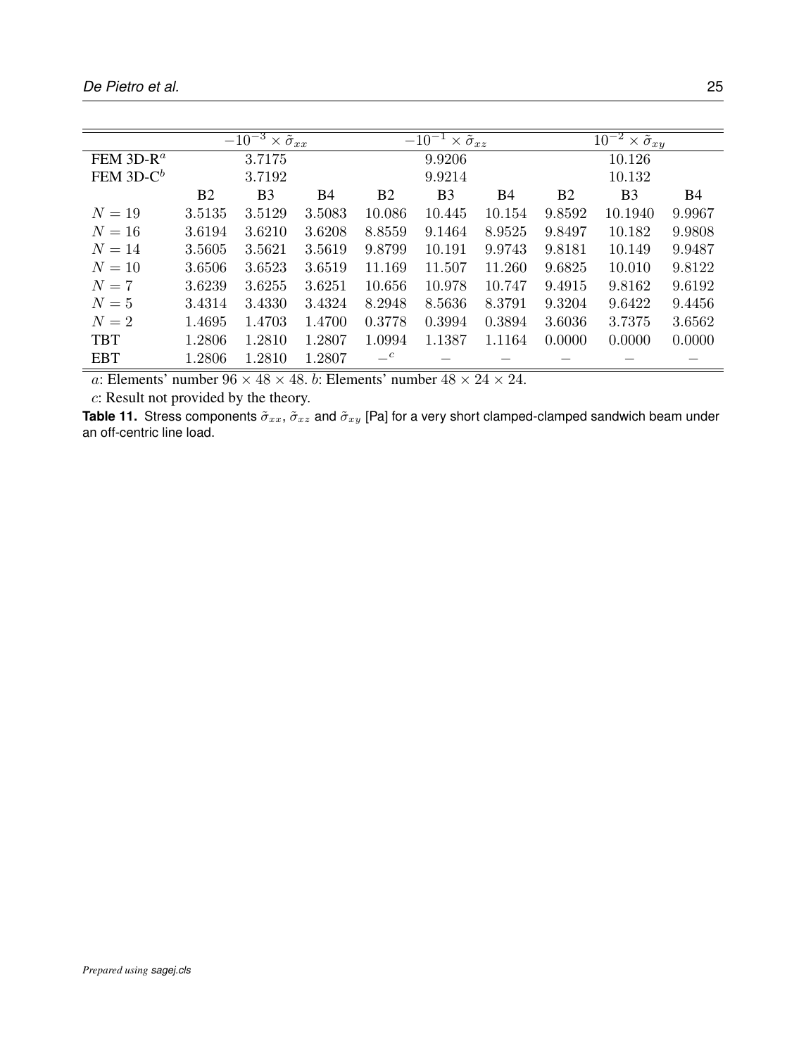| | $-10^{-3} \times \tilde{\sigma}_{xx}$ | | | $-10^{-1} \times \tilde{\sigma}_{xz}$ | | | $10^{-2} \times \tilde{\sigma}_{xy}$ | | |
|---|---|---|---|---|---|---|---|---|---|
| FEM 3D-R[a] | 3.7175 | | | 9.9206 | | | 10.126 | | |
| FEM 3D-C[b] | 3.7192 | | | 9.9214 | | | 10.132 | | |
| | B2 | B3 | B4 | B2 | B3 | B4 | B2 | B3 | B4 |
| $N = 19$ | 3.5135 | 3.5129 | 3.5083 | 10.086 | 10.445 | 10.154 | 9.8592 | 10.1940 | 9.9967 |
| $N = 16$ | 3.6194 | 3.6210 | 3.6208 | 8.8559 | 9.1464 | 8.9525 | 9.8497 | 10.182 | 9.9808 |
| $N = 14$ | 3.5605 | 3.5621 | 3.5619 | 9.8799 | 10.191 | 9.9743 | 9.8181 | 10.149 | 9.9487 |
| $N = 10$ | 3.6506 | 3.6523 | 3.6519 | 11.169 | 11.507 | 11.260 | 9.6825 | 10.010 | 9.8122 |
| $N = 7$ | 3.6239 | 3.6255 | 3.6251 | 10.656 | 10.978 | 10.747 | 9.4915 | 9.8162 | 9.6192 |
| $N = 5$ | 3.4314 | 3.4330 | 3.4324 | 8.2948 | 8.5636 | 8.3791 | 9.3204 | 9.6422 | 9.4456 |
| $N = 2$ | 1.4695 | 1.4703 | 1.4700 | 0.3778 | 0.3994 | 0.3894 | 3.6036 | 3.7375 | 3.6562 |
| TBT | 1.2806 | 1.2810 | 1.2807 | 1.0994 | 1.1387 | 1.1164 | 0.0000 | 0.0000 | 0.0000 |
| EBT | 1.2806 | 1.2810 | 1.2807 | –[c] | – | – | – | – | – |

$a$: Elements' number $96 \times 48 \times 48$. $b$: Elements' number $48 \times 24 \times 24$.

$c$: Result not provided by the theory.

**Table 11.** Stress components $\tilde{\sigma}_{xx}$, $\tilde{\sigma}_{xz}$ and $\tilde{\sigma}_{xy}$ [Pa] for a very short clamped-clamped sandwich beam under an off-centric line load.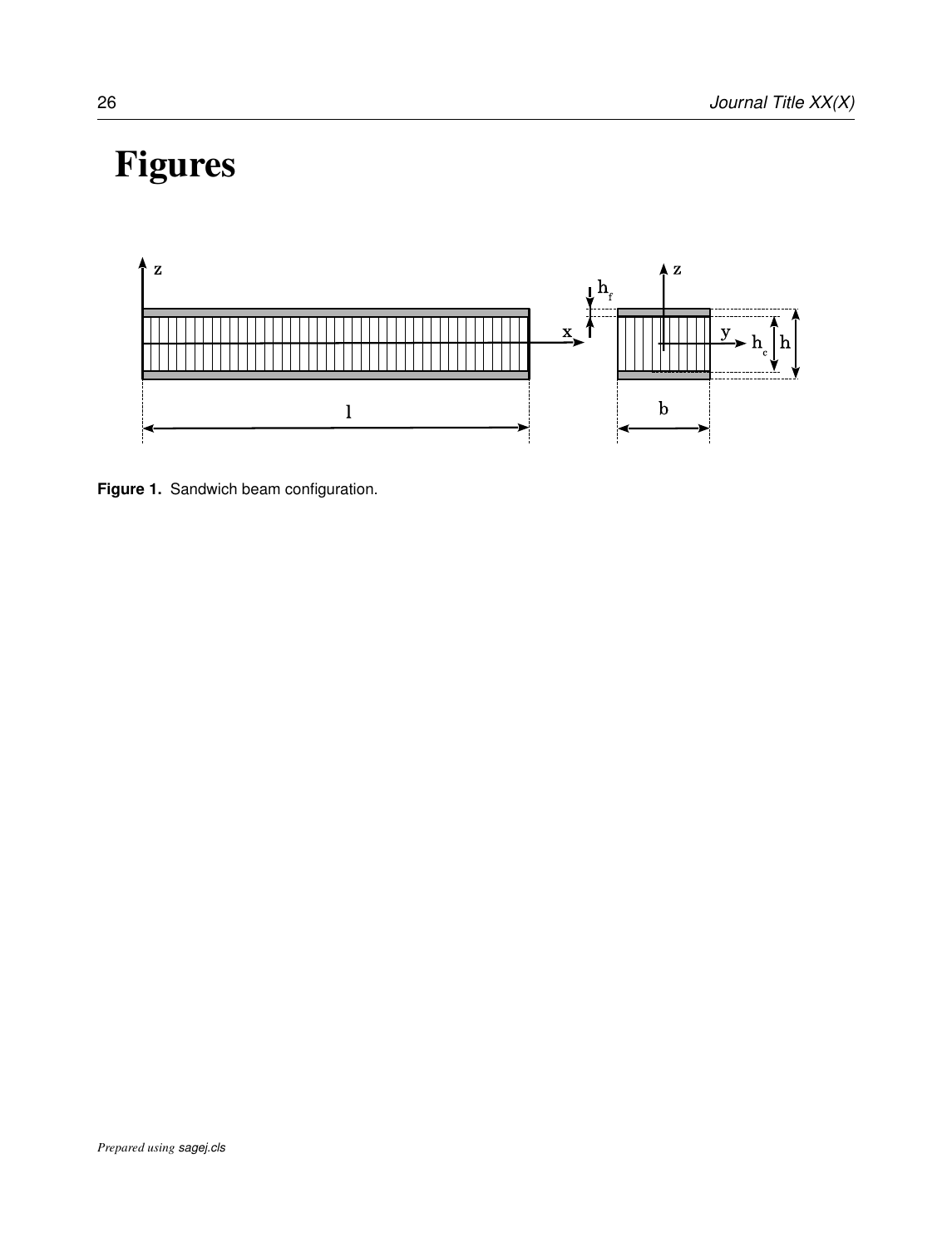# Figures

**Figure 1.** Sandwich beam configuration.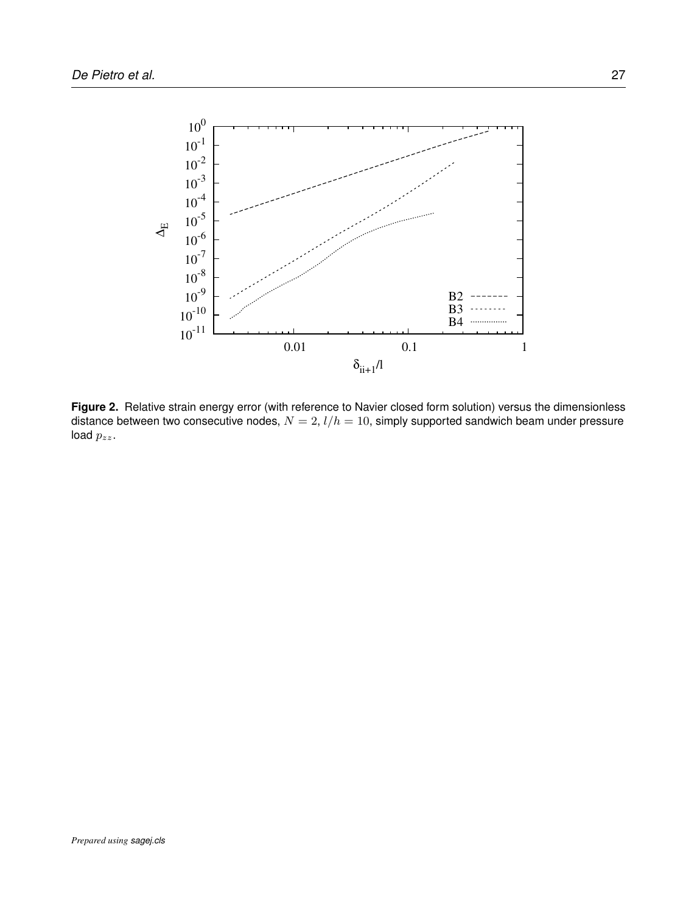**Figure 2.** Relative strain energy error (with reference to Navier closed form solution) versus the dimensionless distance between two consecutive nodes, $N = 2$, $l/h = 10$, simply supported sandwich beam under pressure load $p_{zz}$.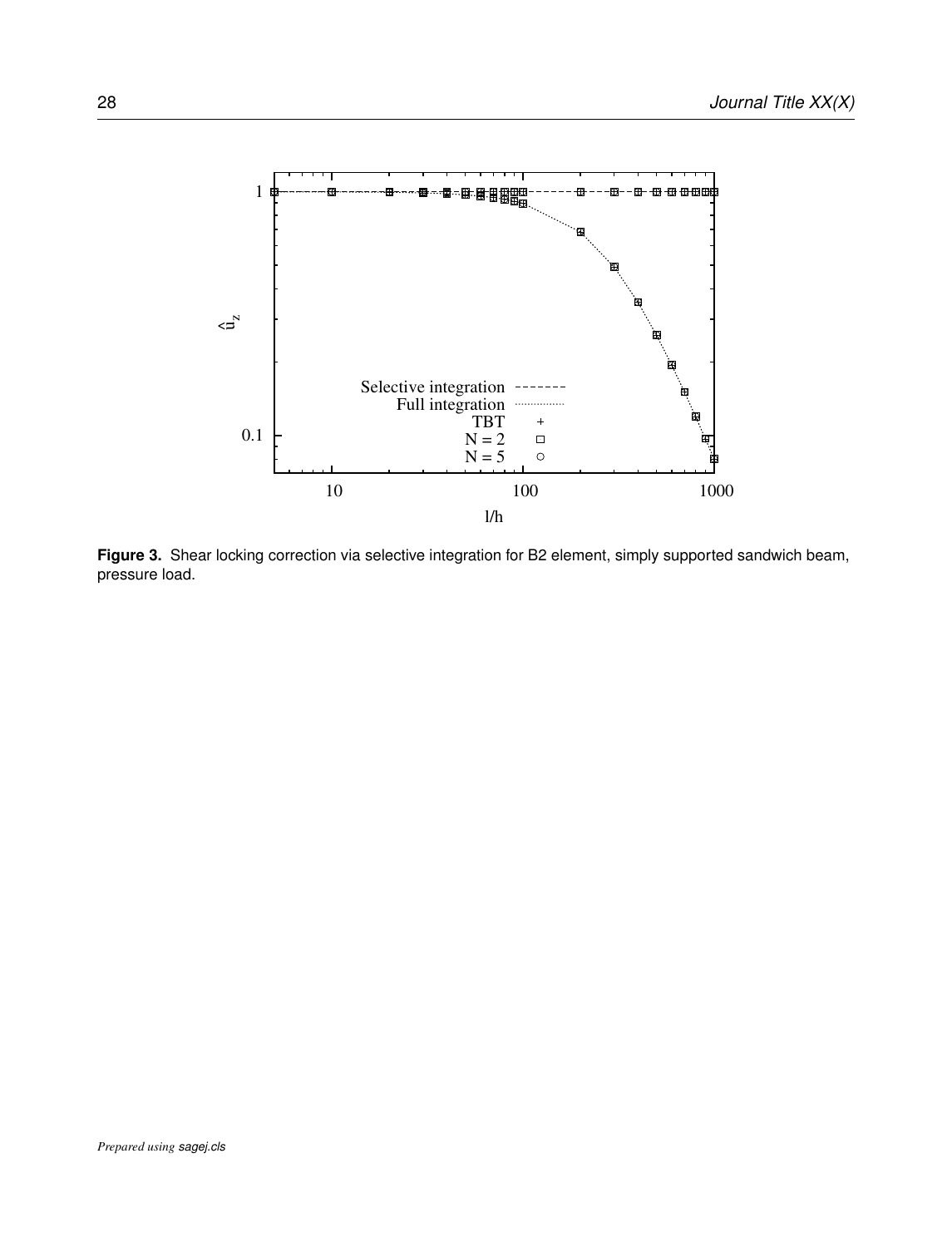Figure 3. Shear locking correction via selective integration for B2 element, simply supported sandwich beam, pressure load.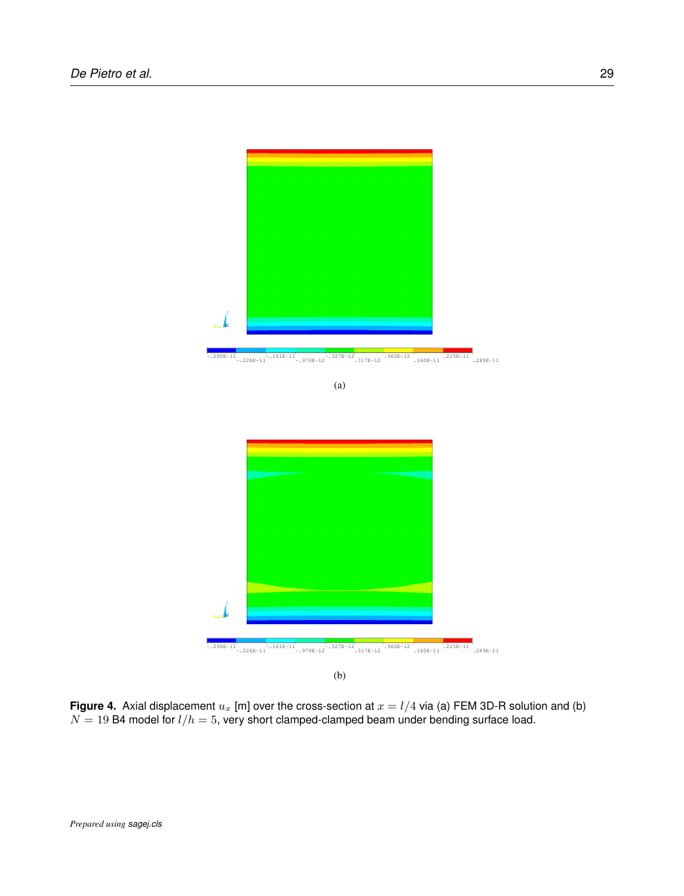(a)

(b)

**Figure 4.** Axial displacement $u_x$ [m] over the cross-section at $x = l/4$ via (a) FEM 3D-R solution and (b) $N = 19$ B4 model for $l/h = 5$, very short clamped-clamped beam under bending surface load.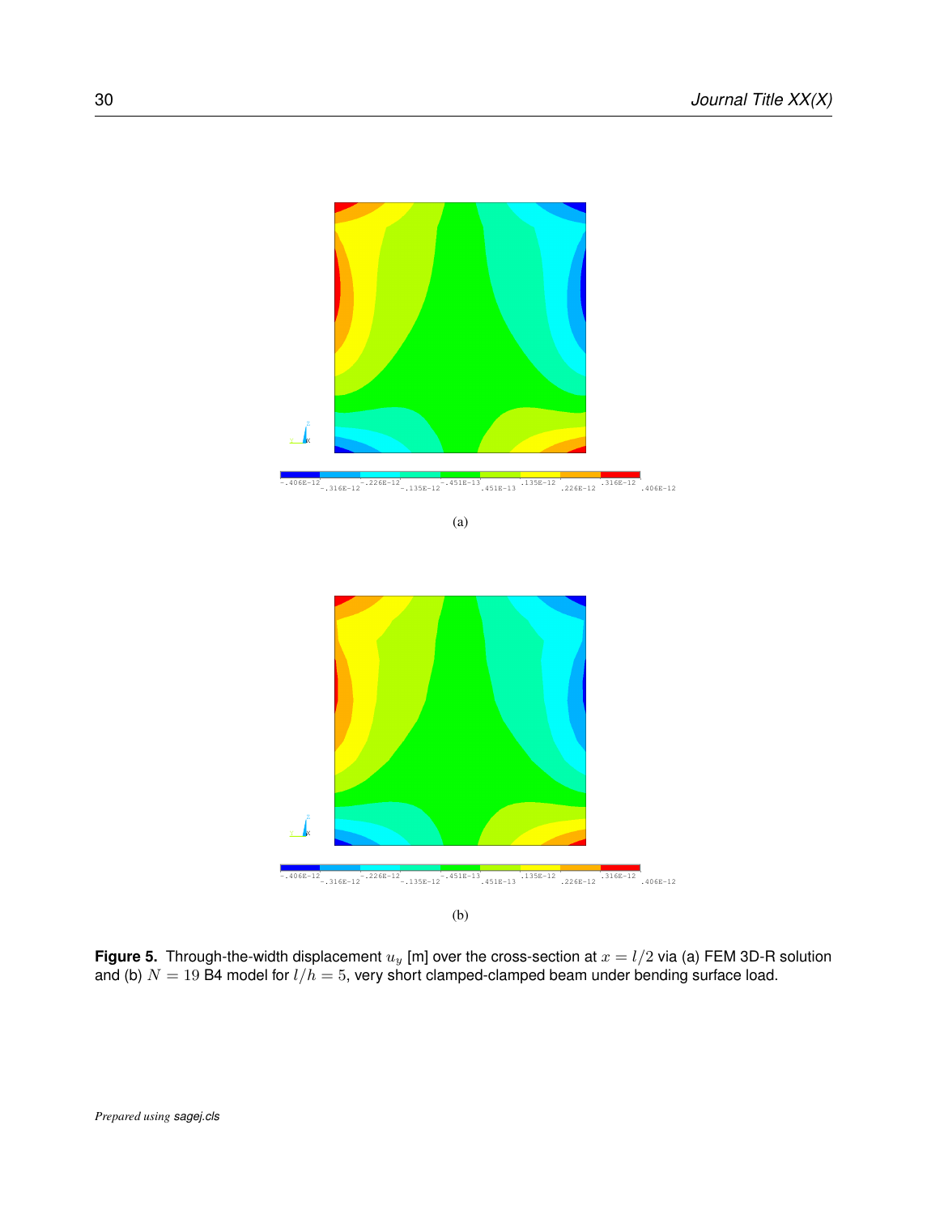(a)

(b)

**Figure 5.** Through-the-width displacement $u_y$ [m] over the cross-section at $x = l/2$ via (a) FEM 3D-R solution and (b) $N = 19$ B4 model for $l/h = 5$, very short clamped-clamped beam under bending surface load.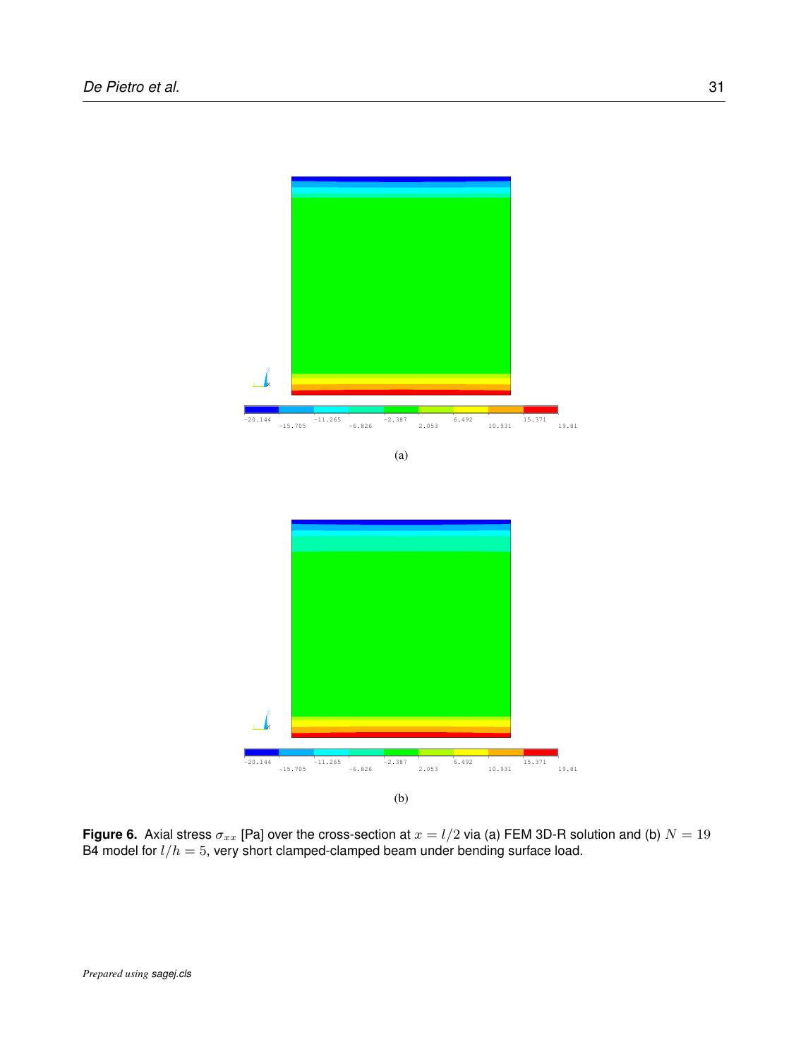(a)

(b)

**Figure 6.** Axial stress $\sigma_{xx}$ [Pa] over the cross-section at $x = l/2$ via (a) FEM 3D-R solution and (b) $N = 19$ B4 model for $l/h = 5$, very short clamped-clamped beam under bending surface load.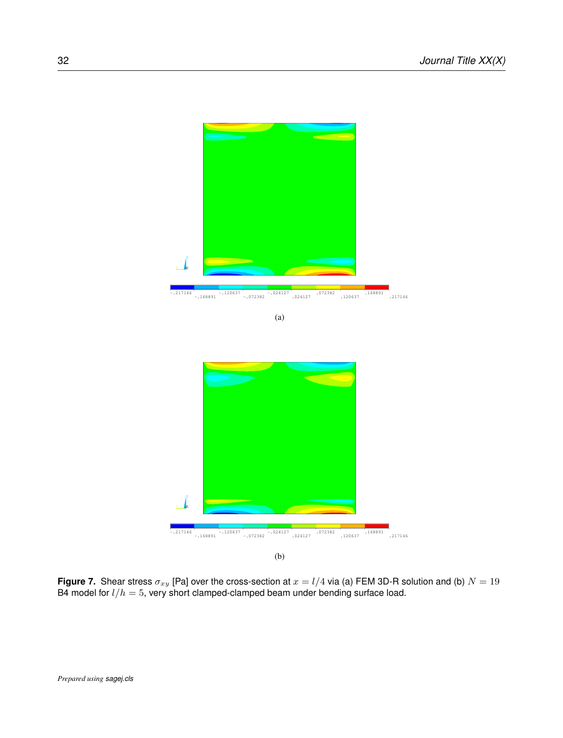(a)

(b)

**Figure 7.** Shear stress $\sigma_{xy}$ [Pa] over the cross-section at $x = l/4$ via (a) FEM 3D-R solution and (b) $N = 19$ B4 model for $l/h = 5$, very short clamped-clamped beam under bending surface load.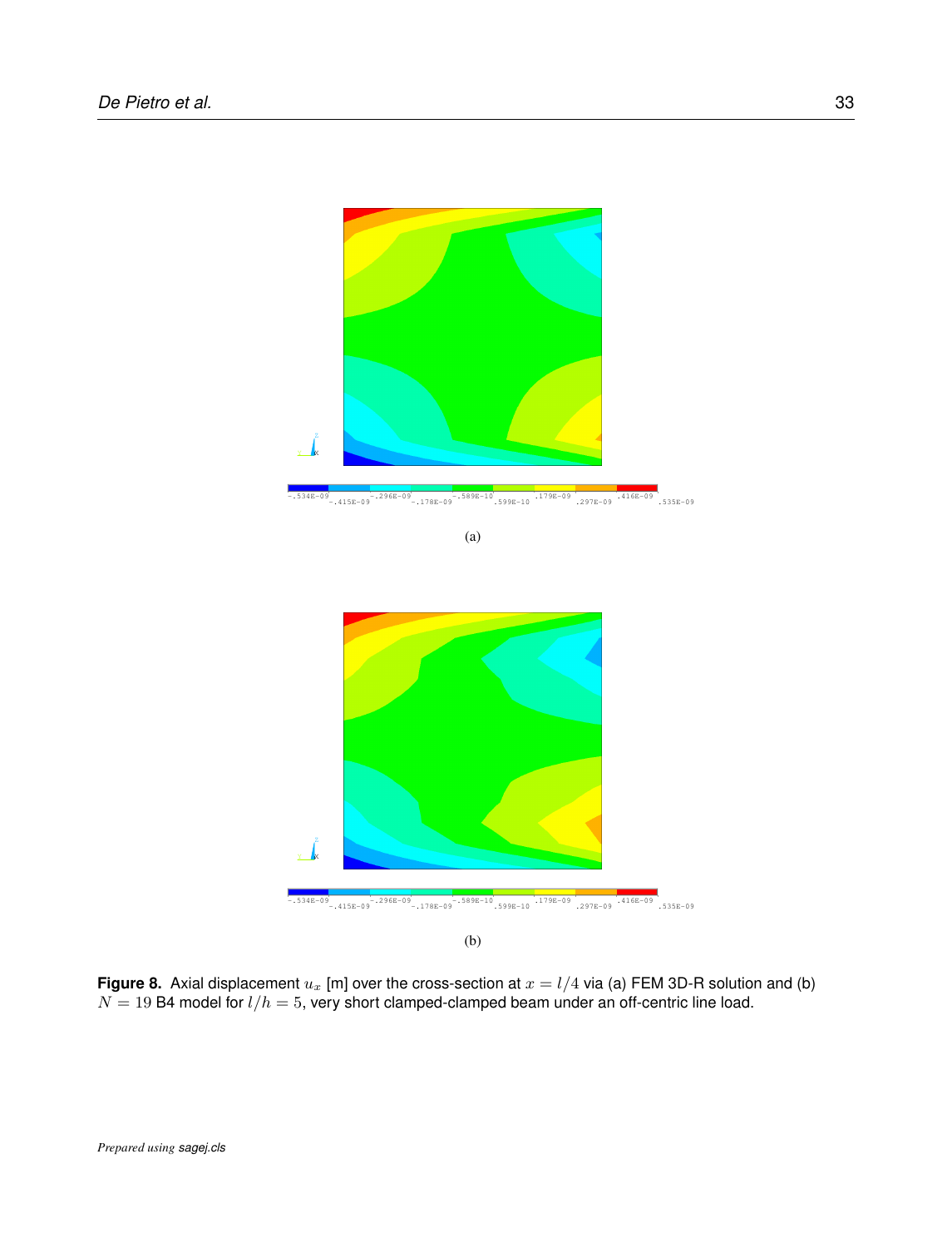(a)

(b)

**Figure 8.** Axial displacement $u_x$ [m] over the cross-section at $x = l/4$ via (a) FEM 3D-R solution and (b) $N = 19$ B4 model for $l/h = 5$, very short clamped-clamped beam under an off-centric line load.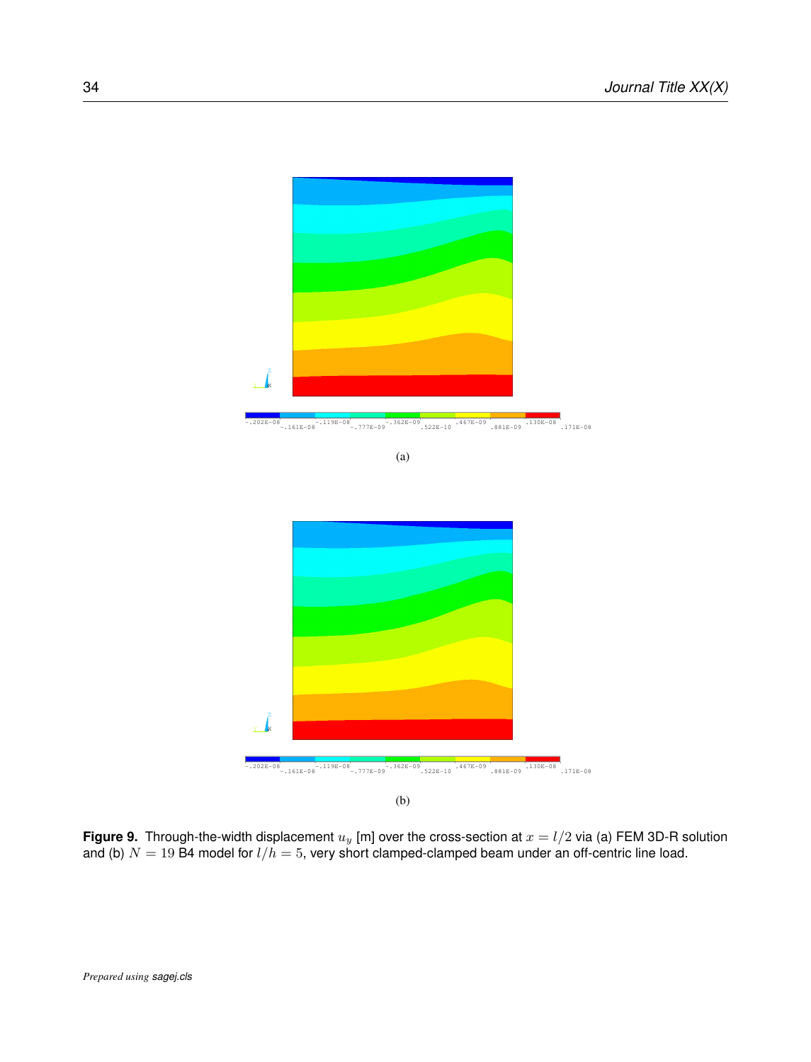(a)

(b)

**Figure 9.** Through-the-width displacement $u_y$ [m] over the cross-section at $x = l/2$ via (a) FEM 3D-R solution and (b) $N = 19$ B4 model for $l/h = 5$, very short clamped-clamped beam under an off-centric line load.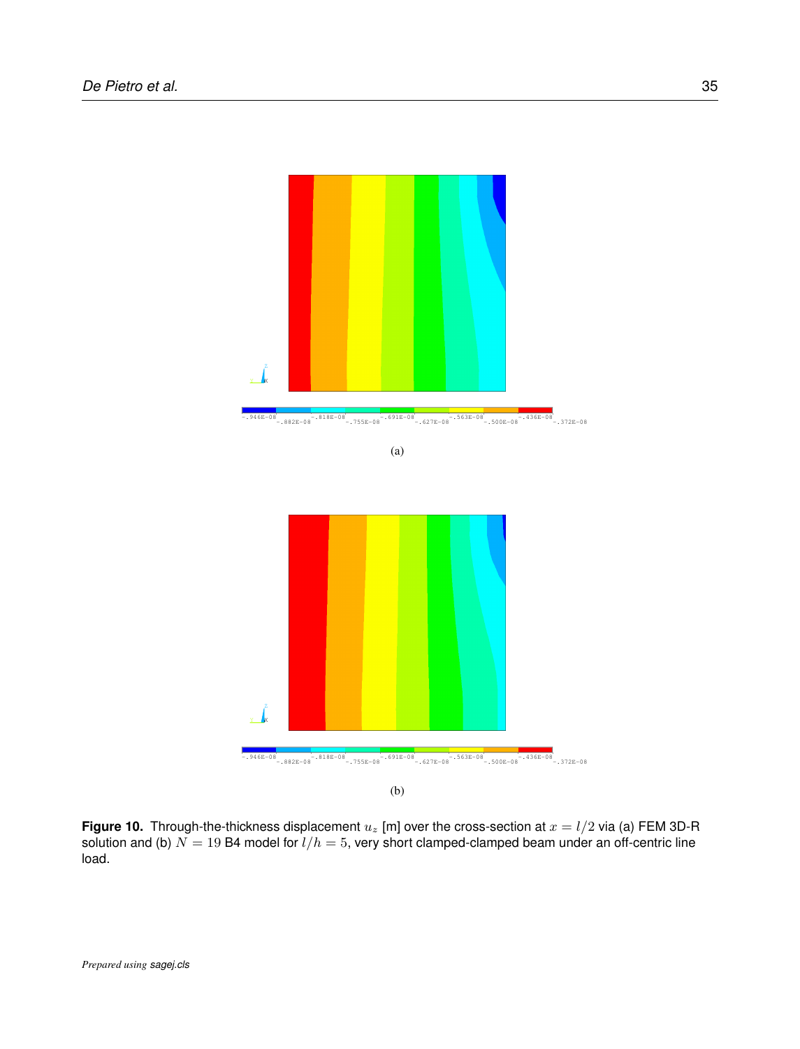(a)

(b)

**Figure 10.** Through-the-thickness displacement $u_z$ [m] over the cross-section at $x = l/2$ via (a) FEM 3D-R solution and (b) $N = 19$ B4 model for $l/h = 5$, very short clamped-clamped beam under an off-centric line load.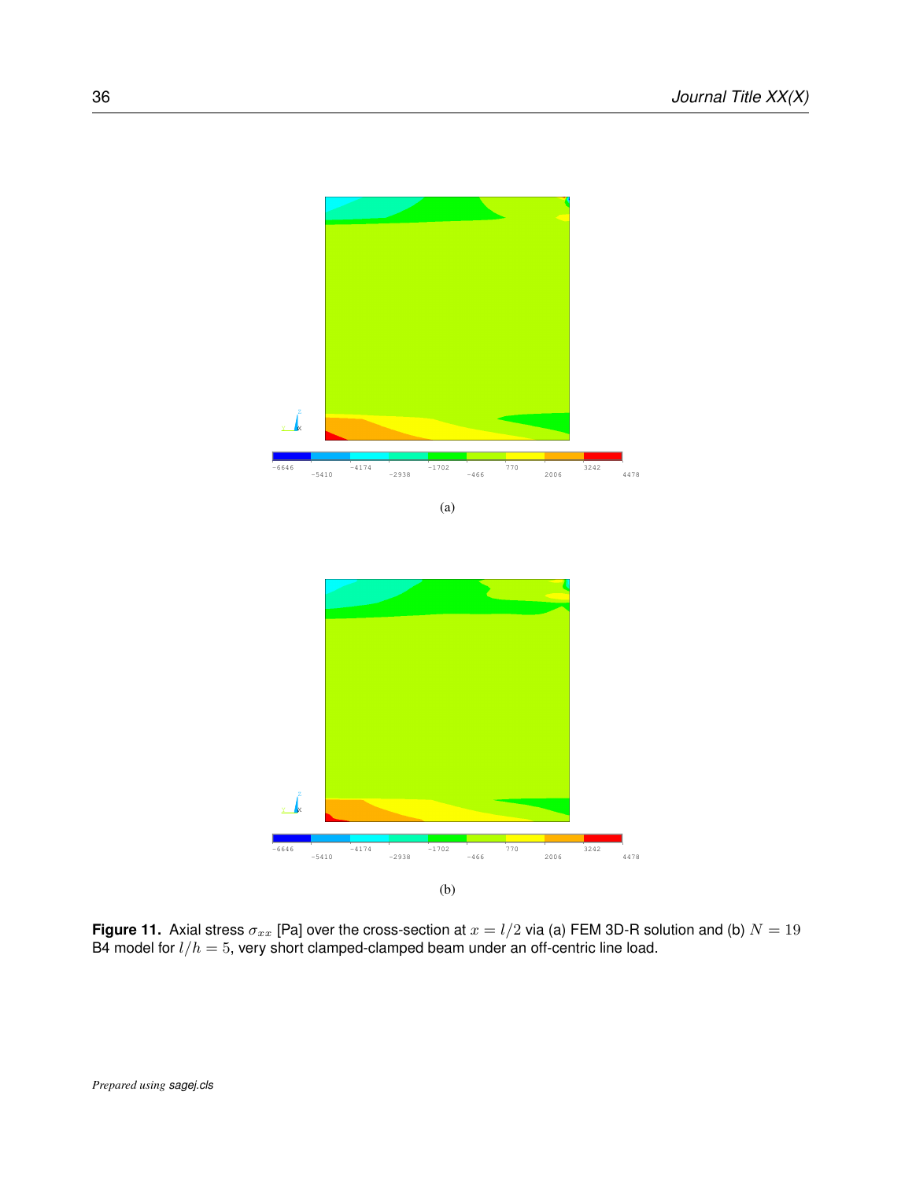(a)

(b)

**Figure 11.** Axial stress $\sigma_{xx}$ [Pa] over the cross-section at $x = l/2$ via (a) FEM 3D-R solution and (b) $N = 19$ B4 model for $l/h = 5$, very short clamped-clamped beam under an off-centric line load.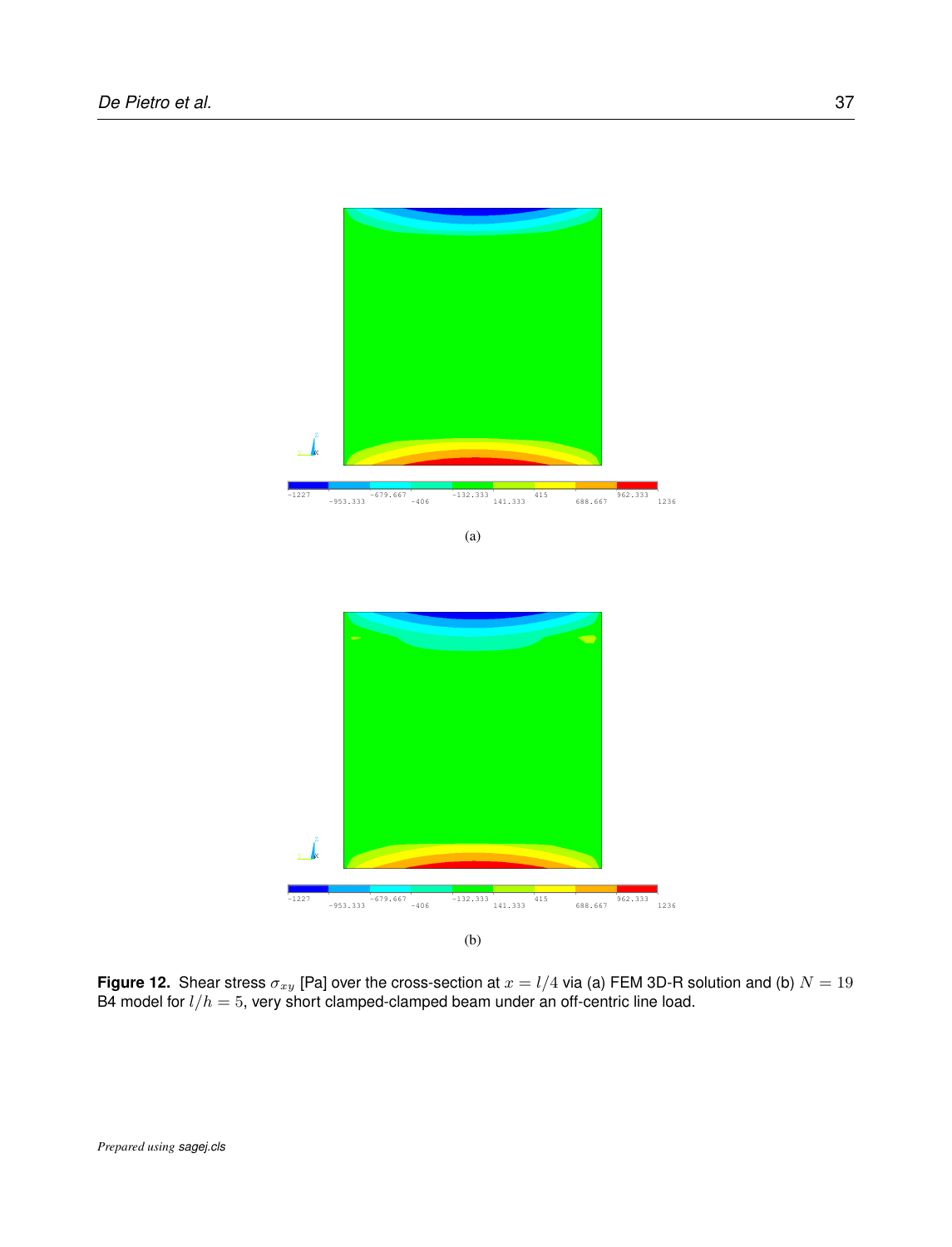(a)

(b)

**Figure 12.** Shear stress $\sigma_{xy}$ [Pa] over the cross-section at $x = l/4$ via (a) FEM 3D-R solution and (b) $N = 19$ B4 model for $l/h = 5$, very short clamped-clamped beam under an off-centric line load.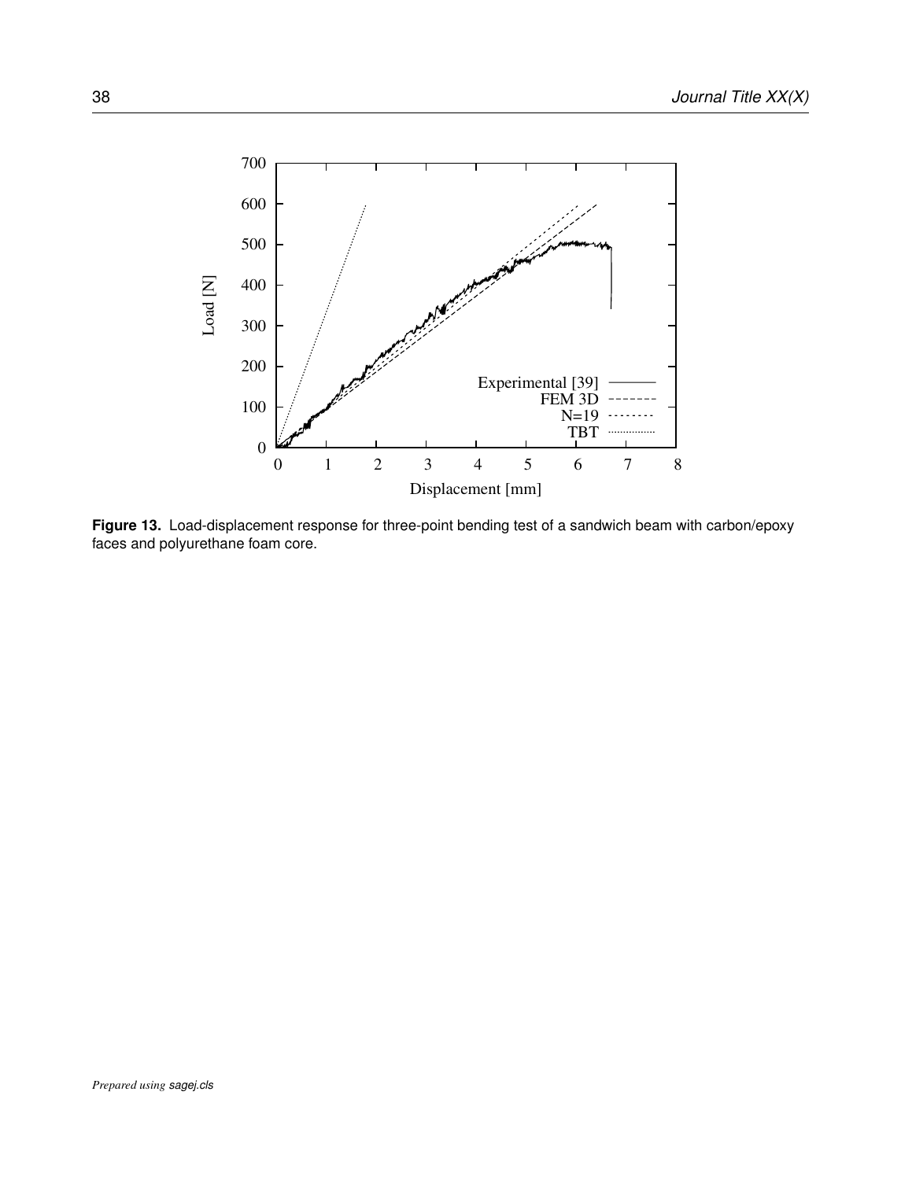700
600
500
400
300
200
100
0
Load [N]
0
1
2
3
4
5
6
7
8
Displacement [mm]
Experimental [39]
FEM 3D
N=19
TBT

**Figure 13.** Load-displacement response for three-point bending test of a sandwich beam with carbon/epoxy faces and polyurethane foam core.